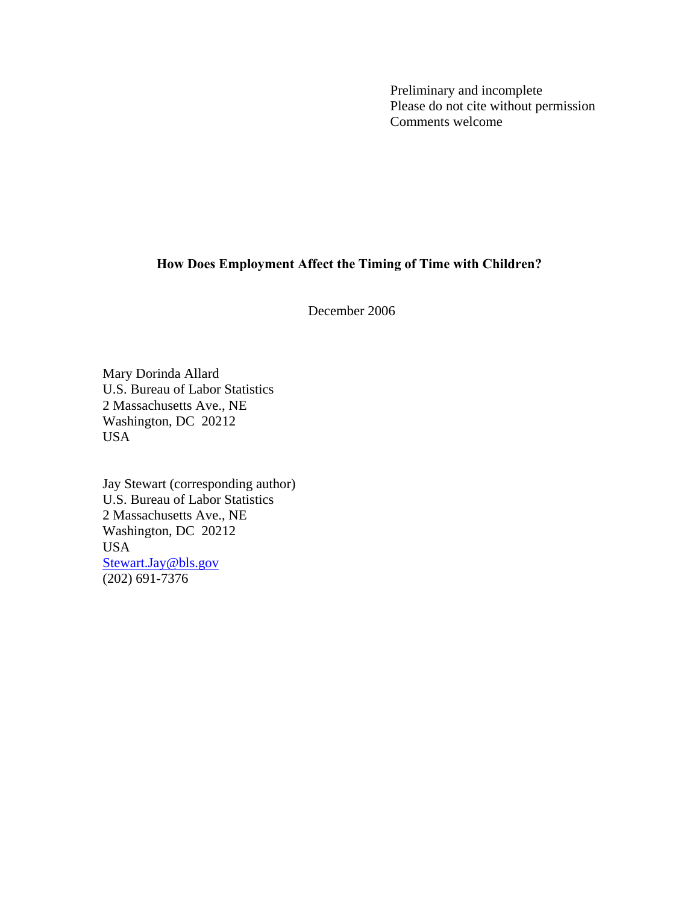Preliminary and incomplete
Please do not cite without permission
Comments welcome

# How Does Employment Affect the Timing of Time with Children?

December 2006

Mary Dorinda Allard
U.S. Bureau of Labor Statistics
2 Massachusetts Ave., NE
Washington, DC 20212
USA

Jay Stewart (corresponding author)
U.S. Bureau of Labor Statistics
2 Massachusetts Ave., NE
Washington, DC 20212
USA
Stewart.Jay@bls.gov
(202) 691-7376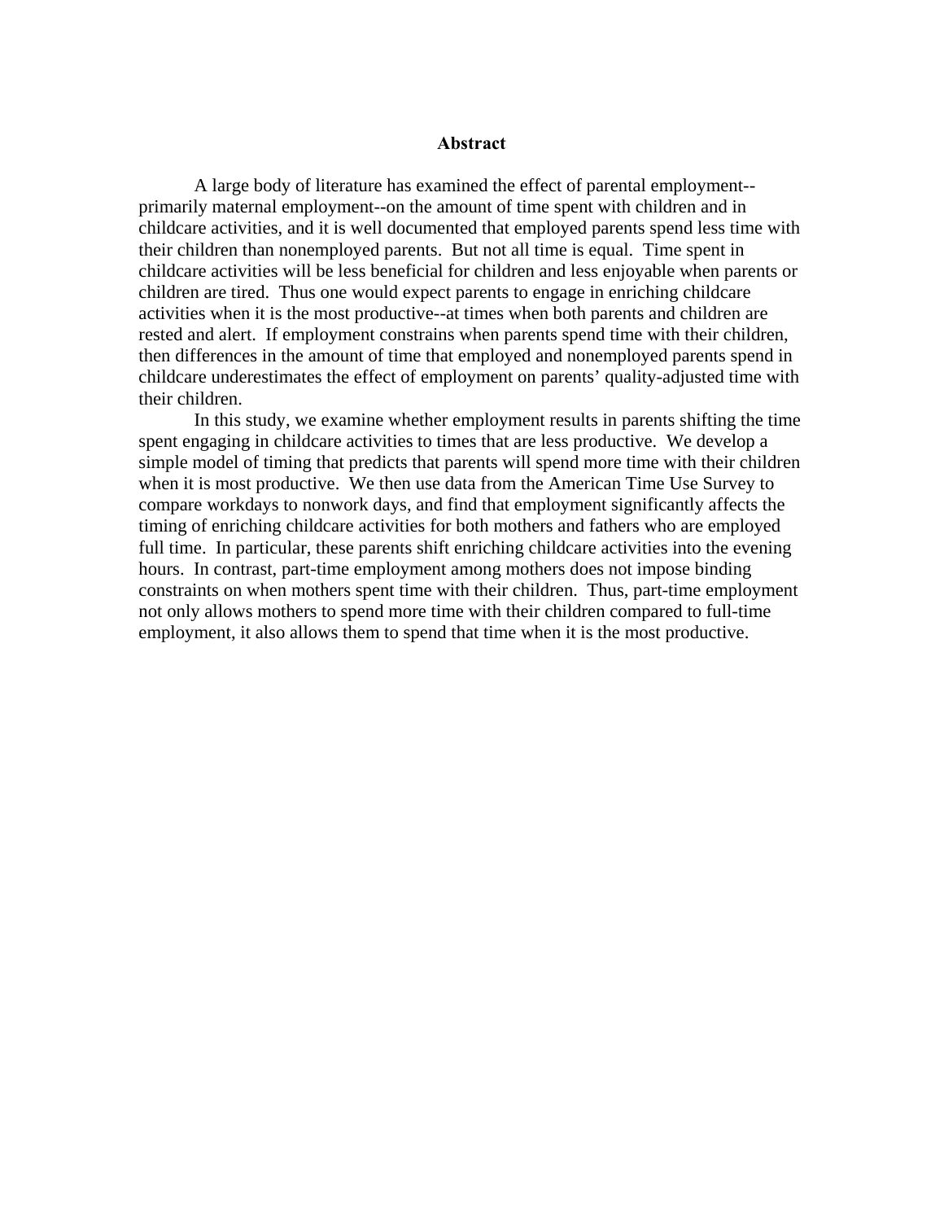## Abstract

A large body of literature has examined the effect of parental employment--primarily maternal employment--on the amount of time spent with children and in childcare activities, and it is well documented that employed parents spend less time with their children than nonemployed parents. But not all time is equal. Time spent in childcare activities will be less beneficial for children and less enjoyable when parents or children are tired. Thus one would expect parents to engage in enriching childcare activities when it is the most productive--at times when both parents and children are rested and alert. If employment constrains when parents spend time with their children, then differences in the amount of time that employed and nonemployed parents spend in childcare underestimates the effect of employment on parents' quality-adjusted time with their children.

In this study, we examine whether employment results in parents shifting the time spent engaging in childcare activities to times that are less productive. We develop a simple model of timing that predicts that parents will spend more time with their children when it is most productive. We then use data from the American Time Use Survey to compare workdays to nonwork days, and find that employment significantly affects the timing of enriching childcare activities for both mothers and fathers who are employed full time. In particular, these parents shift enriching childcare activities into the evening hours. In contrast, part-time employment among mothers does not impose binding constraints on when mothers spent time with their children. Thus, part-time employment not only allows mothers to spend more time with their children compared to full-time employment, it also allows them to spend that time when it is the most productive.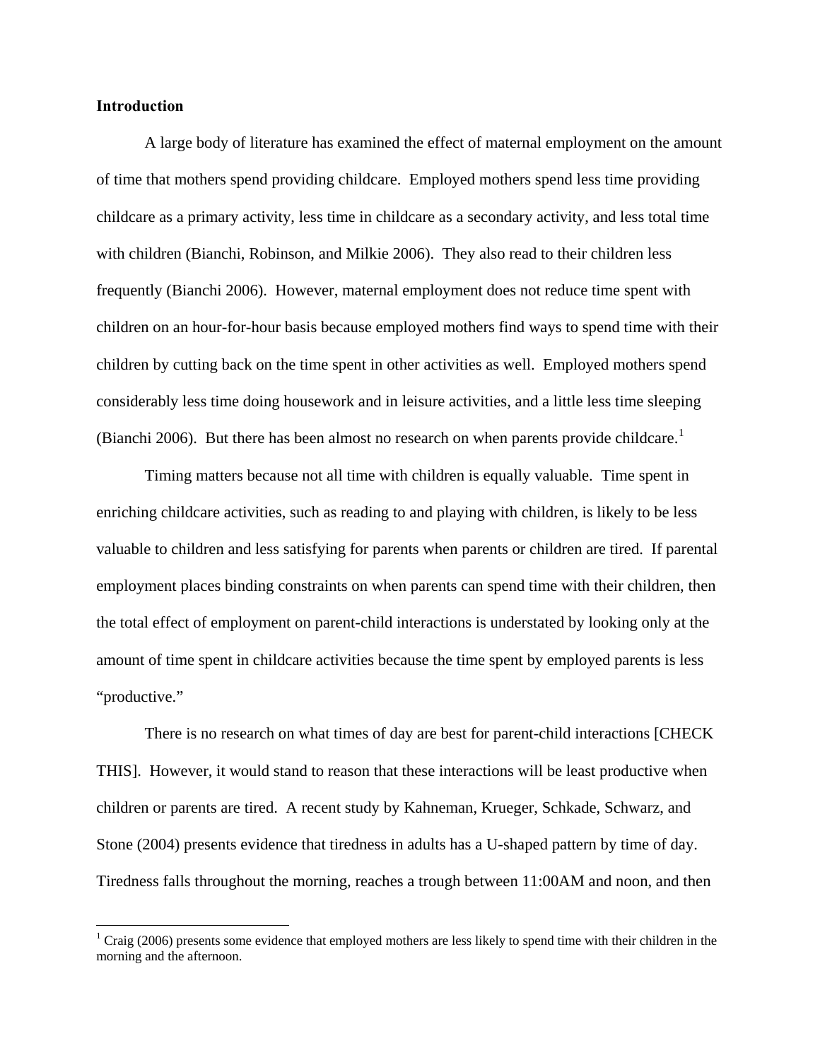## Introduction

A large body of literature has examined the effect of maternal employment on the amount of time that mothers spend providing childcare. Employed mothers spend less time providing childcare as a primary activity, less time in childcare as a secondary activity, and less total time with children (Bianchi, Robinson, and Milkie 2006). They also read to their children less frequently (Bianchi 2006). However, maternal employment does not reduce time spent with children on an hour-for-hour basis because employed mothers find ways to spend time with their children by cutting back on the time spent in other activities as well. Employed mothers spend considerably less time doing housework and in leisure activities, and a little less time sleeping (Bianchi 2006). But there has been almost no research on when parents provide childcare.[1]

Timing matters because not all time with children is equally valuable. Time spent in enriching childcare activities, such as reading to and playing with children, is likely to be less valuable to children and less satisfying for parents when parents or children are tired. If parental employment places binding constraints on when parents can spend time with their children, then the total effect of employment on parent-child interactions is understated by looking only at the amount of time spent in childcare activities because the time spent by employed parents is less "productive."

There is no research on what times of day are best for parent-child interactions [CHECK THIS]. However, it would stand to reason that these interactions will be least productive when children or parents are tired. A recent study by Kahneman, Krueger, Schkade, Schwarz, and Stone (2004) presents evidence that tiredness in adults has a U-shaped pattern by time of day. Tiredness falls throughout the morning, reaches a trough between 11:00AM and noon, and then

[1] Craig (2006) presents some evidence that employed mothers are less likely to spend time with their children in the morning and the afternoon.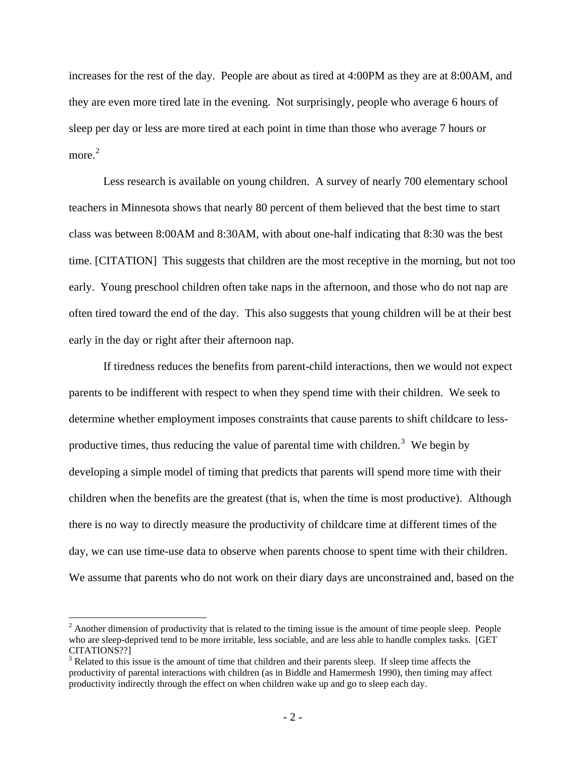increases for the rest of the day. People are about as tired at 4:00PM as they are at 8:00AM, and they are even more tired late in the evening. Not surprisingly, people who average 6 hours of sleep per day or less are more tired at each point in time than those who average 7 hours or more.[2]

Less research is available on young children. A survey of nearly 700 elementary school teachers in Minnesota shows that nearly 80 percent of them believed that the best time to start class was between 8:00AM and 8:30AM, with about one-half indicating that 8:30 was the best time. [CITATION] This suggests that children are the most receptive in the morning, but not too early. Young preschool children often take naps in the afternoon, and those who do not nap are often tired toward the end of the day. This also suggests that young children will be at their best early in the day or right after their afternoon nap.

If tiredness reduces the benefits from parent-child interactions, then we would not expect parents to be indifferent with respect to when they spend time with their children. We seek to determine whether employment imposes constraints that cause parents to shift childcare to less-productive times, thus reducing the value of parental time with children.[3] We begin by developing a simple model of timing that predicts that parents will spend more time with their children when the benefits are the greatest (that is, when the time is most productive). Although there is no way to directly measure the productivity of childcare time at different times of the day, we can use time-use data to observe when parents choose to spent time with their children. We assume that parents who do not work on their diary days are unconstrained and, based on the

---

[2] Another dimension of productivity that is related to the timing issue is the amount of time people sleep. People who are sleep-deprived tend to be more irritable, less sociable, and are less able to handle complex tasks. [GET CITATIONS??]

[3] Related to this issue is the amount of time that children and their parents sleep. If sleep time affects the productivity of parental interactions with children (as in Biddle and Hamermesh 1990), then timing may affect productivity indirectly through the effect on when children wake up and go to sleep each day.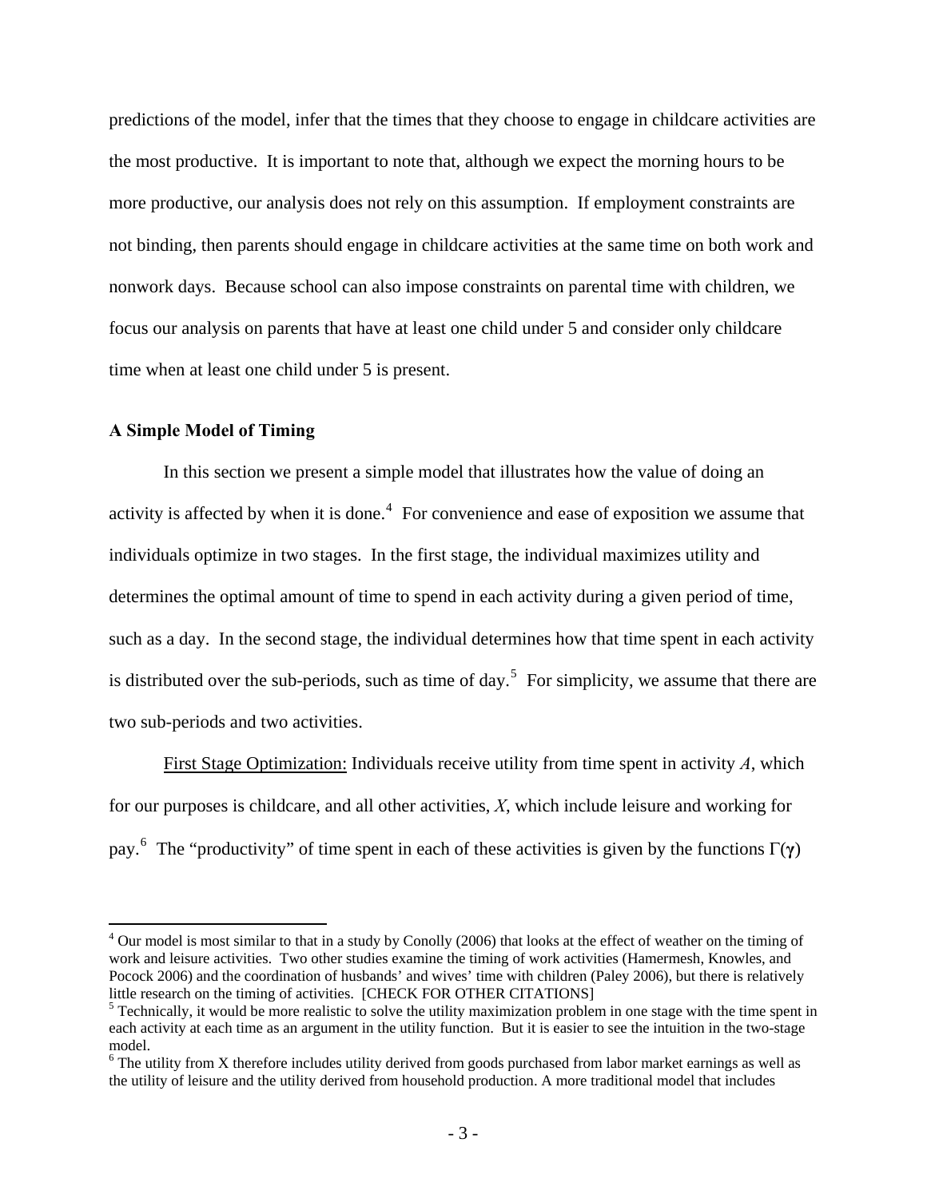predictions of the model, infer that the times that they choose to engage in childcare activities are the most productive. It is important to note that, although we expect the morning hours to be more productive, our analysis does not rely on this assumption. If employment constraints are not binding, then parents should engage in childcare activities at the same time on both work and nonwork days. Because school can also impose constraints on parental time with children, we focus our analysis on parents that have at least one child under 5 and consider only childcare time when at least one child under 5 is present.

### A Simple Model of Timing

In this section we present a simple model that illustrates how the value of doing an activity is affected by when it is done.[4] For convenience and ease of exposition we assume that individuals optimize in two stages. In the first stage, the individual maximizes utility and determines the optimal amount of time to spend in each activity during a given period of time, such as a day. In the second stage, the individual determines how that time spent in each activity is distributed over the sub-periods, such as time of day.[5] For simplicity, we assume that there are two sub-periods and two activities.

First Stage Optimization: Individuals receive utility from time spent in activity *A*, which for our purposes is childcare, and all other activities, *X*, which include leisure and working for pay.[6] The "productivity" of time spent in each of these activities is given by the functions $\Gamma(\boldsymbol{\gamma})$

---

[4] Our model is most similar to that in a study by Conolly (2006) that looks at the effect of weather on the timing of work and leisure activities. Two other studies examine the timing of work activities (Hamermesh, Knowles, and Pocock 2006) and the coordination of husbands' and wives' time with children (Paley 2006), but there is relatively little research on the timing of activities. [CHECK FOR OTHER CITATIONS]

[5] Technically, it would be more realistic to solve the utility maximization problem in one stage with the time spent in each activity at each time as an argument in the utility function. But it is easier to see the intuition in the two-stage model.

[6] The utility from X therefore includes utility derived from goods purchased from labor market earnings as well as the utility of leisure and the utility derived from household production. A more traditional model that includes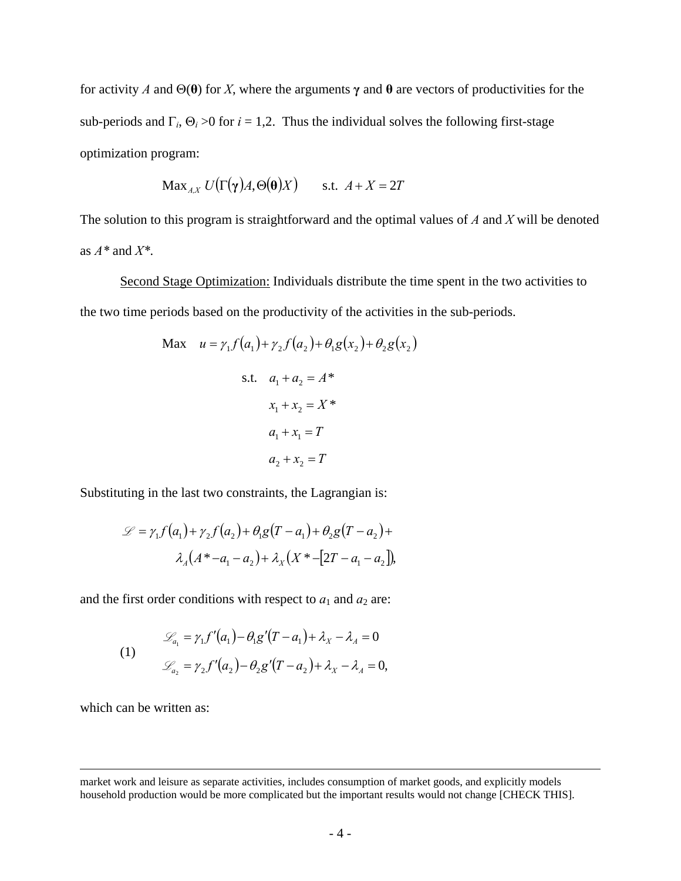for activity $A$ and $\Theta(\boldsymbol{\theta})$ for $X$, where the arguments $\boldsymbol{\gamma}$ and $\boldsymbol{\theta}$ are vectors of productivities for the sub-periods and $\Gamma_i$, $\Theta_i > 0$ for $i = 1,2$. Thus the individual solves the following first-stage optimization program:

$$\text{Max}_{A,X}\ U\big(\Gamma(\boldsymbol{\gamma})A, \Theta(\boldsymbol{\theta})X\big) \qquad \text{s.t. } A + X = 2T$$

The solution to this program is straightforward and the optimal values of $A$ and $X$ will be denoted as $A^*$ and $X^*$.

Second Stage Optimization: Individuals distribute the time spent in the two activities to the two time periods based on the productivity of the activities in the sub-periods.

$$\text{Max} \quad u = \gamma_1 f(a_1) + \gamma_2 f(a_2) + \theta_1 g(x_2) + \theta_2 g(x_2)$$

$$\begin{aligned} \text{s.t.} \quad & a_1 + a_2 = A^* \\ & x_1 + x_2 = X^* \\ & a_1 + x_1 = T \\ & a_2 + x_2 = T \end{aligned}$$

Substituting in the last two constraints, the Lagrangian is:

$$\begin{aligned} \mathscr{L} = {} & \gamma_1 f(a_1) + \gamma_2 f(a_2) + \theta_1 g(T - a_1) + \theta_2 g(T - a_2) + \\ & \lambda_A (A^* - a_1 - a_2) + \lambda_X (X^* - [2T - a_1 - a_2]), \end{aligned}$$

and the first order conditions with respect to $a_1$ and $a_2$ are:

$$(1) \qquad \begin{aligned} \mathscr{L}_{a_1} &= \gamma_1 f'(a_1) - \theta_1 g'(T - a_1) + \lambda_X - \lambda_A = 0 \\ \mathscr{L}_{a_2} &= \gamma_2 f'(a_2) - \theta_2 g'(T - a_2) + \lambda_X - \lambda_A = 0, \end{aligned}$$

which can be written as:

---

market work and leisure as separate activities, includes consumption of market goods, and explicitly models household production would be more complicated but the important results would not change [CHECK THIS].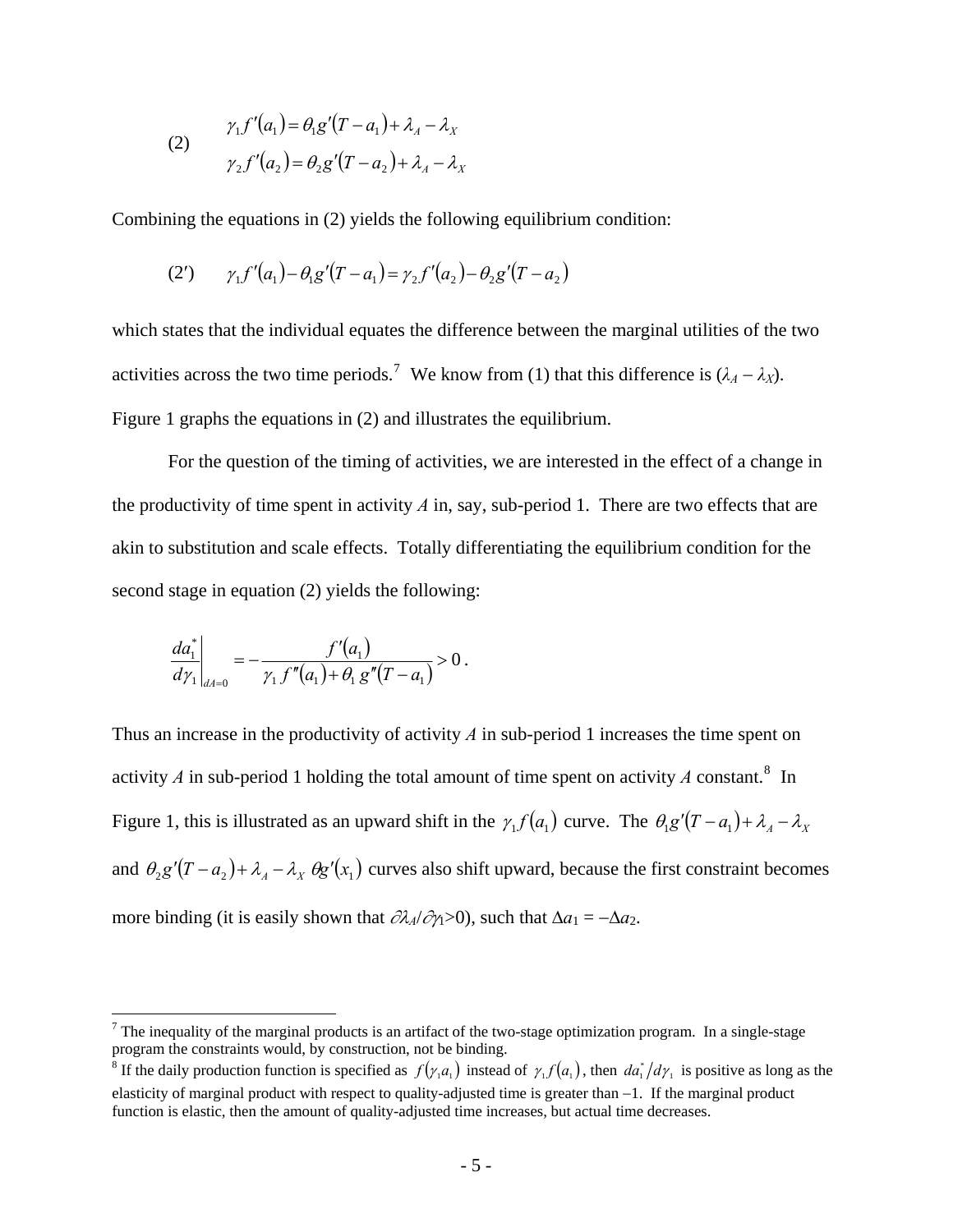$$
(2) \qquad \begin{aligned} \gamma_1 f'(a_1) &= \theta_1 g'(T - a_1) + \lambda_A - \lambda_X \\ \gamma_2 f'(a_2) &= \theta_2 g'(T - a_2) + \lambda_A - \lambda_X \end{aligned}
$$

Combining the equations in (2) yields the following equilibrium condition:

$$
(2') \qquad \gamma_1 f'(a_1) - \theta_1 g'(T - a_1) = \gamma_2 f'(a_2) - \theta_2 g'(T - a_2)
$$

which states that the individual equates the difference between the marginal utilities of the two activities across the two time periods.[7] We know from (1) that this difference is ($\lambda_A - \lambda_X$). Figure 1 graphs the equations in (2) and illustrates the equilibrium.

For the question of the timing of activities, we are interested in the effect of a change in the productivity of time spent in activity *A* in, say, sub-period 1. There are two effects that are akin to substitution and scale effects. Totally differentiating the equilibrium condition for the second stage in equation (2) yields the following:

$$
\left.\frac{da_1^*}{d\gamma_1}\right|_{dA=0} = -\frac{f'(a_1)}{\gamma_1 f''(a_1) + \theta_1 g''(T - a_1)} > 0 .
$$

Thus an increase in the productivity of activity *A* in sub-period 1 increases the time spent on activity *A* in sub-period 1 holding the total amount of time spent on activity *A* constant.[8] In Figure 1, this is illustrated as an upward shift in the $\gamma_1 f(a_1)$ curve. The $\theta_1 g'(T - a_1) + \lambda_A - \lambda_X$ and $\theta_2 g'(T - a_2) + \lambda_A - \lambda_X \; \theta g'(x_1)$ curves also shift upward, because the first constraint becomes more binding (it is easily shown that $\partial\lambda_A/\partial\gamma_1 > 0$), such that $\Delta a_1 = -\Delta a_2$.

---

[7] The inequality of the marginal products is an artifact of the two-stage optimization program. In a single-stage program the constraints would, by construction, not be binding.

[8] If the daily production function is specified as $f(\gamma_1 a_1)$ instead of $\gamma_1 f(a_1)$, then $da_1^*/d\gamma_1$ is positive as long as the elasticity of marginal product with respect to quality-adjusted time is greater than $-1$. If the marginal product function is elastic, then the amount of quality-adjusted time increases, but actual time decreases.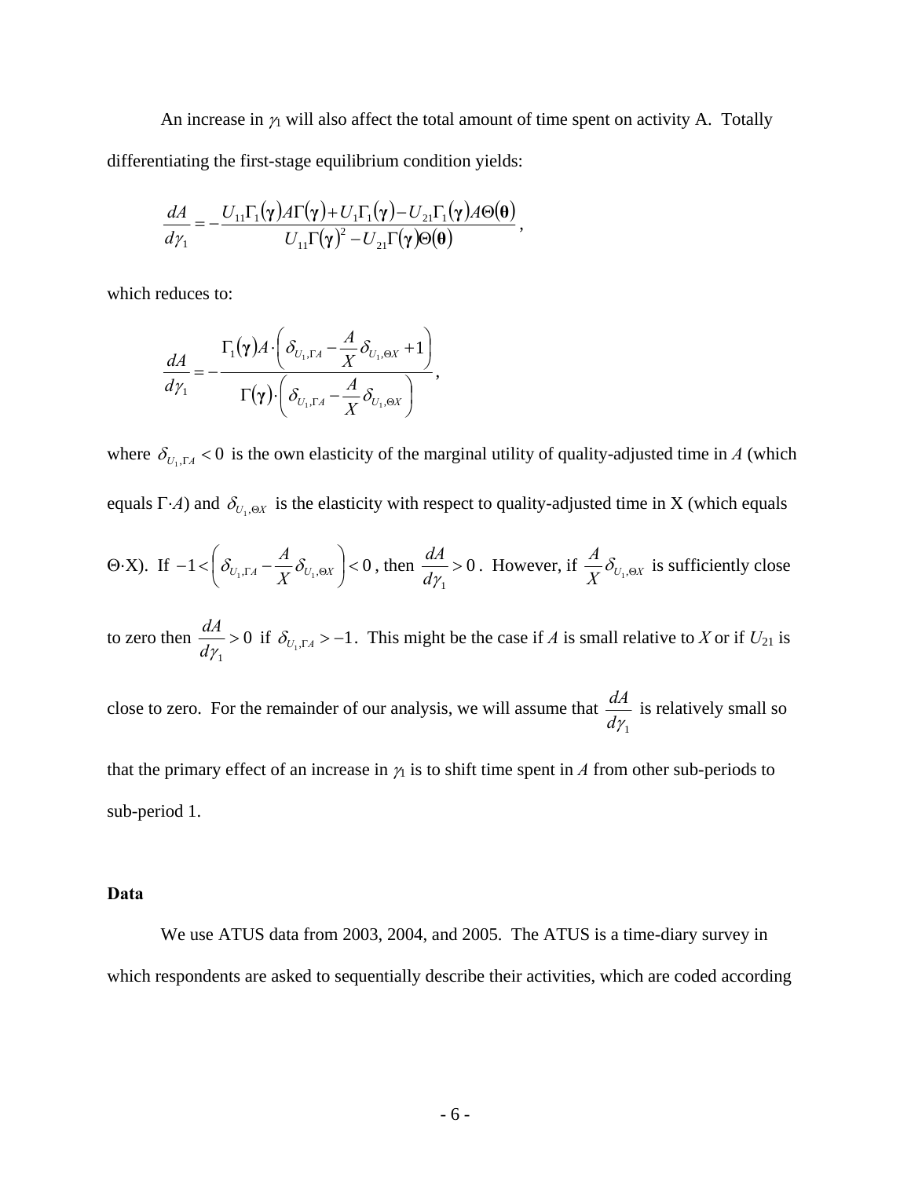An increase in $\gamma_1$ will also affect the total amount of time spent on activity A. Totally differentiating the first-stage equilibrium condition yields:

$$\frac{dA}{d\gamma_1} = -\frac{U_{11}\Gamma_1(\boldsymbol{\gamma})A\Gamma(\boldsymbol{\gamma}) + U_1\Gamma_1(\boldsymbol{\gamma}) - U_{21}\Gamma_1(\boldsymbol{\gamma})A\Theta(\boldsymbol{\theta})}{U_{11}\Gamma(\boldsymbol{\gamma})^2 - U_{21}\Gamma(\boldsymbol{\gamma})\Theta(\boldsymbol{\theta})},$$

which reduces to:

$$\frac{dA}{d\gamma_1} = -\frac{\Gamma_1(\boldsymbol{\gamma})A \cdot \left( \delta_{U_1,\Gamma A} - \frac{A}{X}\delta_{U_1,\Theta X} + 1 \right)}{\Gamma(\boldsymbol{\gamma}) \cdot \left( \delta_{U_1,\Gamma A} - \frac{A}{X}\delta_{U_1,\Theta X} \right)},$$

where $\delta_{U_1,\Gamma A} < 0$ is the own elasticity of the marginal utility of quality-adjusted time in *A* (which equals Γ·*A*) and $\delta_{U_1,\Theta X}$ is the elasticity with respect to quality-adjusted time in X (which equals Θ·X). If $-1 < \left( \delta_{U_1,\Gamma A} - \frac{A}{X}\delta_{U_1,\Theta X} \right) < 0$, then $\frac{dA}{d\gamma_1} > 0$. However, if $\frac{A}{X}\delta_{U_1,\Theta X}$ is sufficiently close to zero then $\frac{dA}{d\gamma_1} > 0$ if $\delta_{U_1,\Gamma A} > -1$. This might be the case if *A* is small relative to *X* or if $U_{21}$ is close to zero. For the remainder of our analysis, we will assume that $\frac{dA}{d\gamma_1}$ is relatively small so that the primary effect of an increase in $\gamma_1$ is to shift time spent in *A* from other sub-periods to sub-period 1.

**Data**

We use ATUS data from 2003, 2004, and 2005. The ATUS is a time-diary survey in which respondents are asked to sequentially describe their activities, which are coded according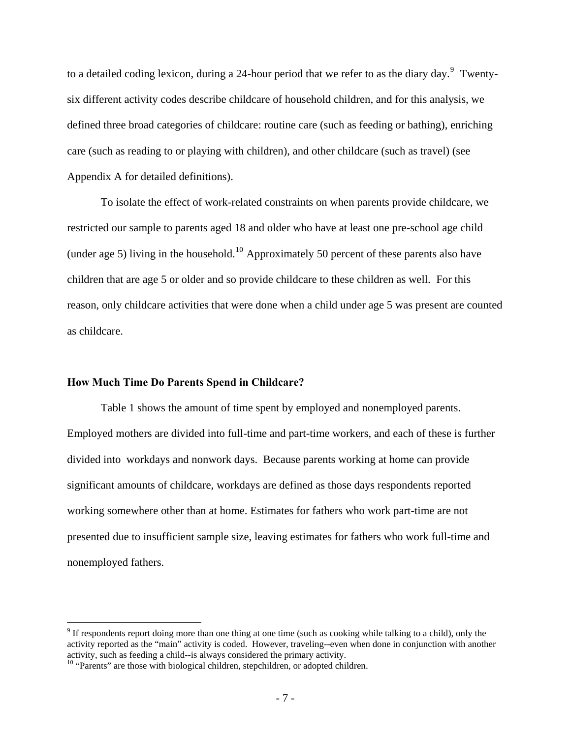to a detailed coding lexicon, during a 24-hour period that we refer to as the diary day.[9] Twenty-six different activity codes describe childcare of household children, and for this analysis, we defined three broad categories of childcare: routine care (such as feeding or bathing), enriching care (such as reading to or playing with children), and other childcare (such as travel) (see Appendix A for detailed definitions).

To isolate the effect of work-related constraints on when parents provide childcare, we restricted our sample to parents aged 18 and older who have at least one pre-school age child (under age 5) living in the household.[10] Approximately 50 percent of these parents also have children that are age 5 or older and so provide childcare to these children as well. For this reason, only childcare activities that were done when a child under age 5 was present are counted as childcare.

### How Much Time Do Parents Spend in Childcare?

Table 1 shows the amount of time spent by employed and nonemployed parents. Employed mothers are divided into full-time and part-time workers, and each of these is further divided into workdays and nonwork days. Because parents working at home can provide significant amounts of childcare, workdays are defined as those days respondents reported working somewhere other than at home. Estimates for fathers who work part-time are not presented due to insufficient sample size, leaving estimates for fathers who work full-time and nonemployed fathers.

---

[9] If respondents report doing more than one thing at one time (such as cooking while talking to a child), only the activity reported as the "main" activity is coded. However, traveling--even when done in conjunction with another activity, such as feeding a child--is always considered the primary activity.

[10] "Parents" are those with biological children, stepchildren, or adopted children.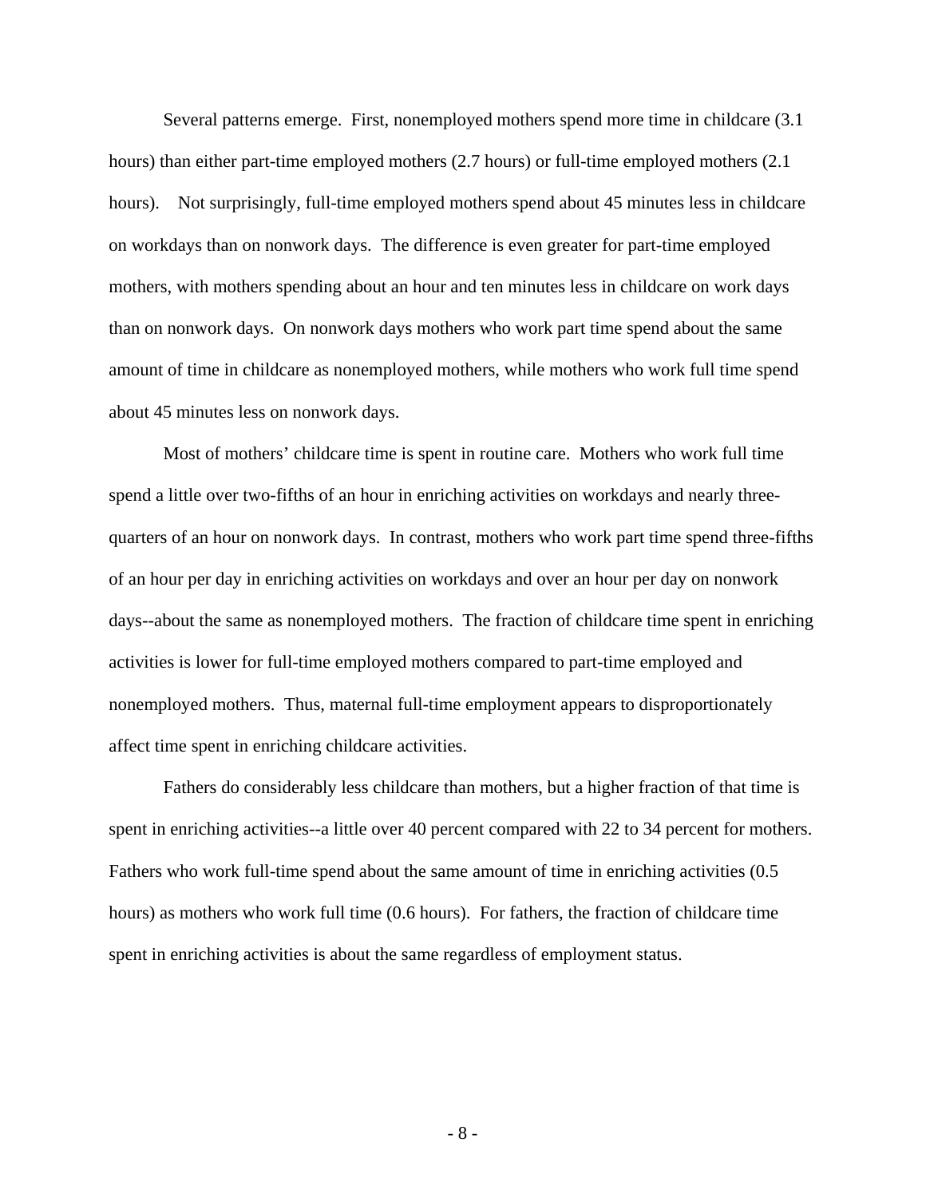Several patterns emerge. First, nonemployed mothers spend more time in childcare (3.1 hours) than either part-time employed mothers (2.7 hours) or full-time employed mothers (2.1 hours). Not surprisingly, full-time employed mothers spend about 45 minutes less in childcare on workdays than on nonwork days. The difference is even greater for part-time employed mothers, with mothers spending about an hour and ten minutes less in childcare on work days than on nonwork days. On nonwork days mothers who work part time spend about the same amount of time in childcare as nonemployed mothers, while mothers who work full time spend about 45 minutes less on nonwork days.

Most of mothers' childcare time is spent in routine care. Mothers who work full time spend a little over two-fifths of an hour in enriching activities on workdays and nearly three-quarters of an hour on nonwork days. In contrast, mothers who work part time spend three-fifths of an hour per day in enriching activities on workdays and over an hour per day on nonwork days--about the same as nonemployed mothers. The fraction of childcare time spent in enriching activities is lower for full-time employed mothers compared to part-time employed and nonemployed mothers. Thus, maternal full-time employment appears to disproportionately affect time spent in enriching childcare activities.

Fathers do considerably less childcare than mothers, but a higher fraction of that time is spent in enriching activities--a little over 40 percent compared with 22 to 34 percent for mothers. Fathers who work full-time spend about the same amount of time in enriching activities (0.5 hours) as mothers who work full time (0.6 hours). For fathers, the fraction of childcare time spent in enriching activities is about the same regardless of employment status.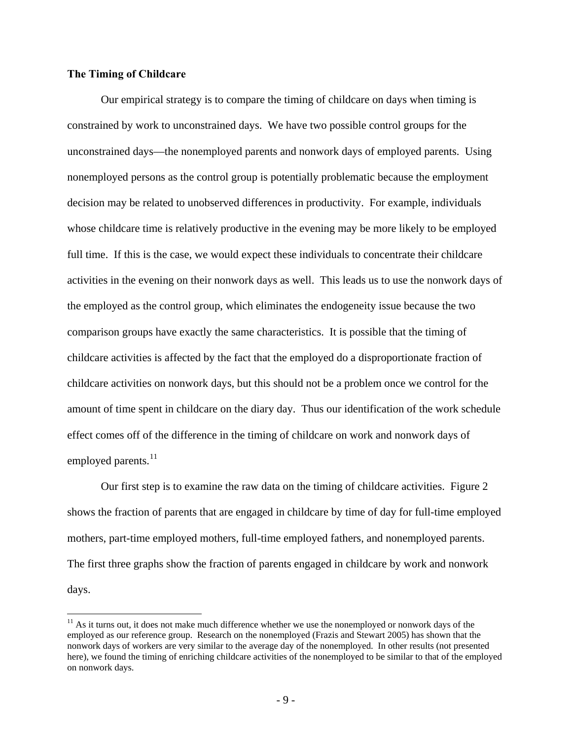**The Timing of Childcare**

Our empirical strategy is to compare the timing of childcare on days when timing is constrained by work to unconstrained days. We have two possible control groups for the unconstrained days—the nonemployed parents and nonwork days of employed parents. Using nonemployed persons as the control group is potentially problematic because the employment decision may be related to unobserved differences in productivity. For example, individuals whose childcare time is relatively productive in the evening may be more likely to be employed full time. If this is the case, we would expect these individuals to concentrate their childcare activities in the evening on their nonwork days as well. This leads us to use the nonwork days of the employed as the control group, which eliminates the endogeneity issue because the two comparison groups have exactly the same characteristics. It is possible that the timing of childcare activities is affected by the fact that the employed do a disproportionate fraction of childcare activities on nonwork days, but this should not be a problem once we control for the amount of time spent in childcare on the diary day. Thus our identification of the work schedule effect comes off of the difference in the timing of childcare on work and nonwork days of employed parents.[11]

Our first step is to examine the raw data on the timing of childcare activities. Figure 2 shows the fraction of parents that are engaged in childcare by time of day for full-time employed mothers, part-time employed mothers, full-time employed fathers, and nonemployed parents. The first three graphs show the fraction of parents engaged in childcare by work and nonwork days.

[11] As it turns out, it does not make much difference whether we use the nonemployed or nonwork days of the employed as our reference group. Research on the nonemployed (Frazis and Stewart 2005) has shown that the nonwork days of workers are very similar to the average day of the nonemployed. In other results (not presented here), we found the timing of enriching childcare activities of the nonemployed to be similar to that of the employed on nonwork days.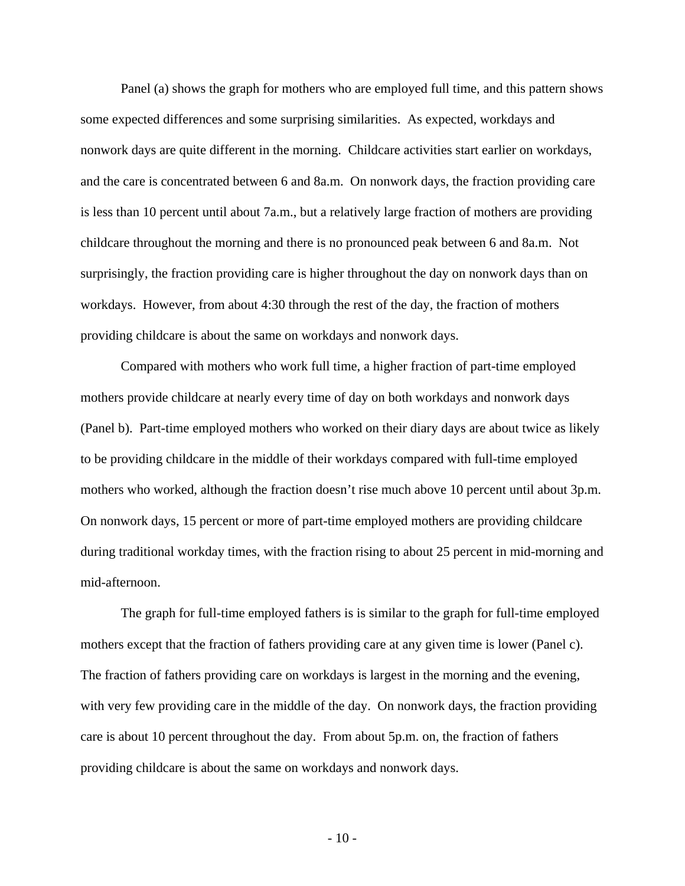Panel (a) shows the graph for mothers who are employed full time, and this pattern shows some expected differences and some surprising similarities. As expected, workdays and nonwork days are quite different in the morning. Childcare activities start earlier on workdays, and the care is concentrated between 6 and 8a.m. On nonwork days, the fraction providing care is less than 10 percent until about 7a.m., but a relatively large fraction of mothers are providing childcare throughout the morning and there is no pronounced peak between 6 and 8a.m. Not surprisingly, the fraction providing care is higher throughout the day on nonwork days than on workdays. However, from about 4:30 through the rest of the day, the fraction of mothers providing childcare is about the same on workdays and nonwork days.

Compared with mothers who work full time, a higher fraction of part-time employed mothers provide childcare at nearly every time of day on both workdays and nonwork days (Panel b). Part-time employed mothers who worked on their diary days are about twice as likely to be providing childcare in the middle of their workdays compared with full-time employed mothers who worked, although the fraction doesn't rise much above 10 percent until about 3p.m. On nonwork days, 15 percent or more of part-time employed mothers are providing childcare during traditional workday times, with the fraction rising to about 25 percent in mid-morning and mid-afternoon.

The graph for full-time employed fathers is is similar to the graph for full-time employed mothers except that the fraction of fathers providing care at any given time is lower (Panel c). The fraction of fathers providing care on workdays is largest in the morning and the evening, with very few providing care in the middle of the day. On nonwork days, the fraction providing care is about 10 percent throughout the day. From about 5p.m. on, the fraction of fathers providing childcare is about the same on workdays and nonwork days.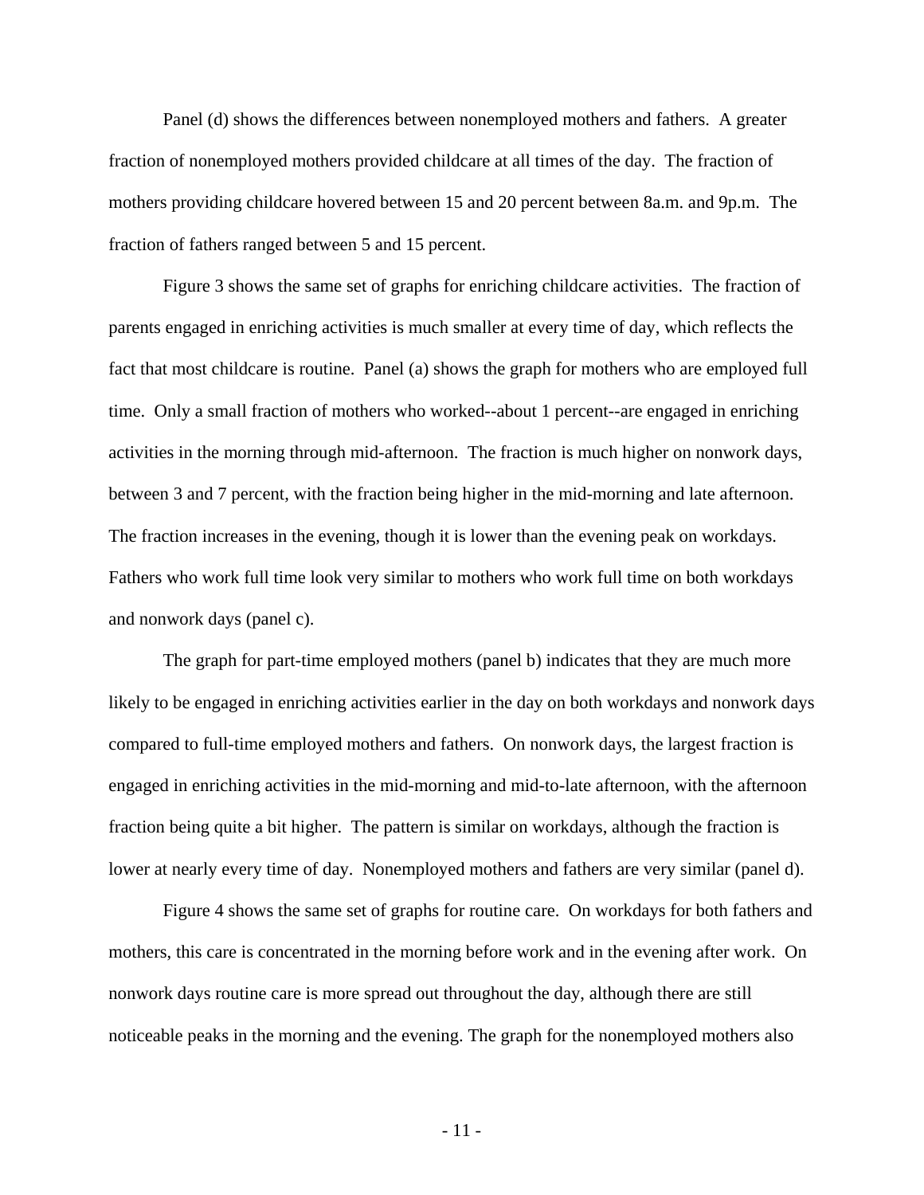Panel (d) shows the differences between nonemployed mothers and fathers. A greater fraction of nonemployed mothers provided childcare at all times of the day. The fraction of mothers providing childcare hovered between 15 and 20 percent between 8a.m. and 9p.m. The fraction of fathers ranged between 5 and 15 percent.

Figure 3 shows the same set of graphs for enriching childcare activities. The fraction of parents engaged in enriching activities is much smaller at every time of day, which reflects the fact that most childcare is routine. Panel (a) shows the graph for mothers who are employed full time. Only a small fraction of mothers who worked--about 1 percent--are engaged in enriching activities in the morning through mid-afternoon. The fraction is much higher on nonwork days, between 3 and 7 percent, with the fraction being higher in the mid-morning and late afternoon. The fraction increases in the evening, though it is lower than the evening peak on workdays. Fathers who work full time look very similar to mothers who work full time on both workdays and nonwork days (panel c).

The graph for part-time employed mothers (panel b) indicates that they are much more likely to be engaged in enriching activities earlier in the day on both workdays and nonwork days compared to full-time employed mothers and fathers. On nonwork days, the largest fraction is engaged in enriching activities in the mid-morning and mid-to-late afternoon, with the afternoon fraction being quite a bit higher. The pattern is similar on workdays, although the fraction is lower at nearly every time of day. Nonemployed mothers and fathers are very similar (panel d).

Figure 4 shows the same set of graphs for routine care. On workdays for both fathers and mothers, this care is concentrated in the morning before work and in the evening after work. On nonwork days routine care is more spread out throughout the day, although there are still noticeable peaks in the morning and the evening. The graph for the nonemployed mothers also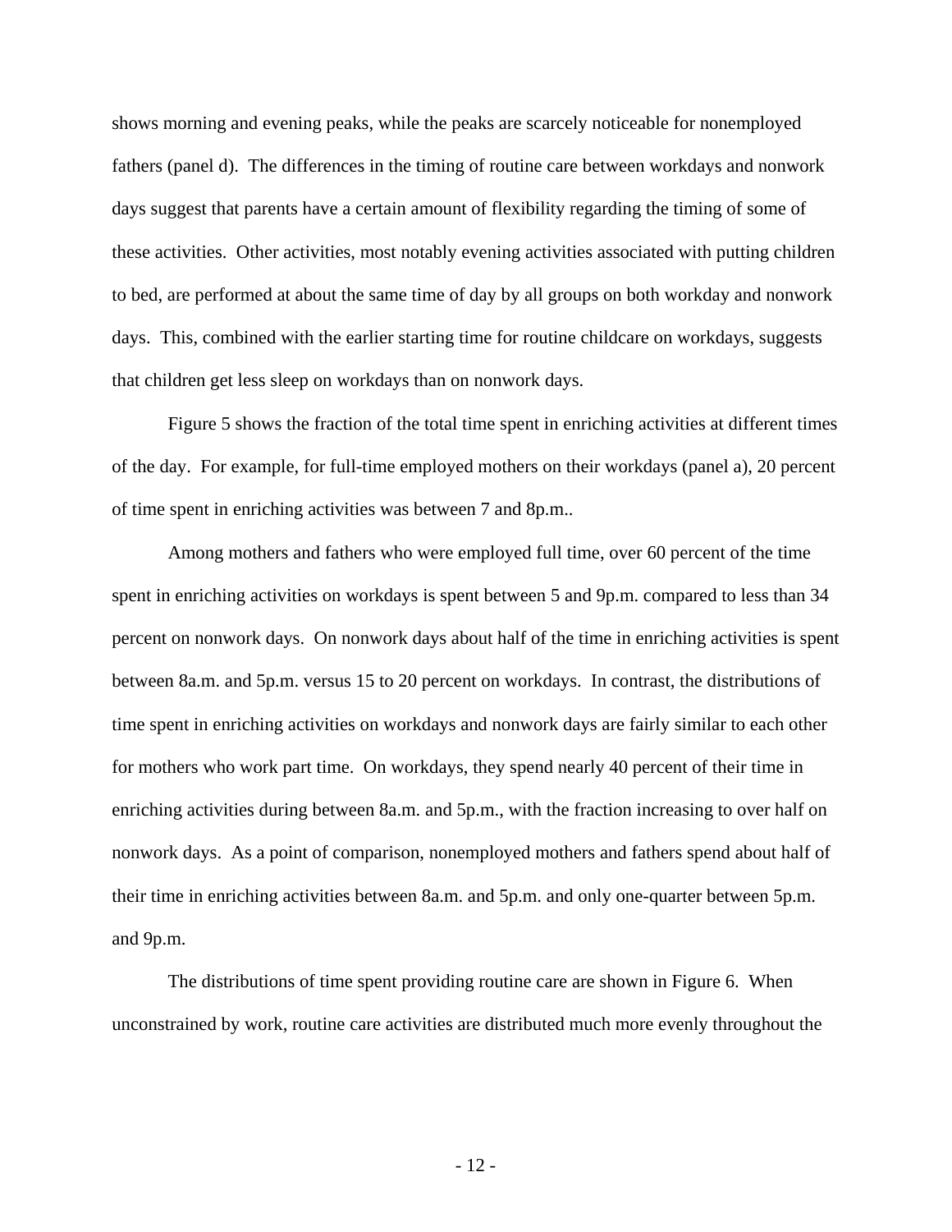shows morning and evening peaks, while the peaks are scarcely noticeable for nonemployed fathers (panel d). The differences in the timing of routine care between workdays and nonwork days suggest that parents have a certain amount of flexibility regarding the timing of some of these activities. Other activities, most notably evening activities associated with putting children to bed, are performed at about the same time of day by all groups on both workday and nonwork days. This, combined with the earlier starting time for routine childcare on workdays, suggests that children get less sleep on workdays than on nonwork days.

Figure 5 shows the fraction of the total time spent in enriching activities at different times of the day. For example, for full-time employed mothers on their workdays (panel a), 20 percent of time spent in enriching activities was between 7 and 8p.m..

Among mothers and fathers who were employed full time, over 60 percent of the time spent in enriching activities on workdays is spent between 5 and 9p.m. compared to less than 34 percent on nonwork days. On nonwork days about half of the time in enriching activities is spent between 8a.m. and 5p.m. versus 15 to 20 percent on workdays. In contrast, the distributions of time spent in enriching activities on workdays and nonwork days are fairly similar to each other for mothers who work part time. On workdays, they spend nearly 40 percent of their time in enriching activities during between 8a.m. and 5p.m., with the fraction increasing to over half on nonwork days. As a point of comparison, nonemployed mothers and fathers spend about half of their time in enriching activities between 8a.m. and 5p.m. and only one-quarter between 5p.m. and 9p.m.

The distributions of time spent providing routine care are shown in Figure 6. When unconstrained by work, routine care activities are distributed much more evenly throughout the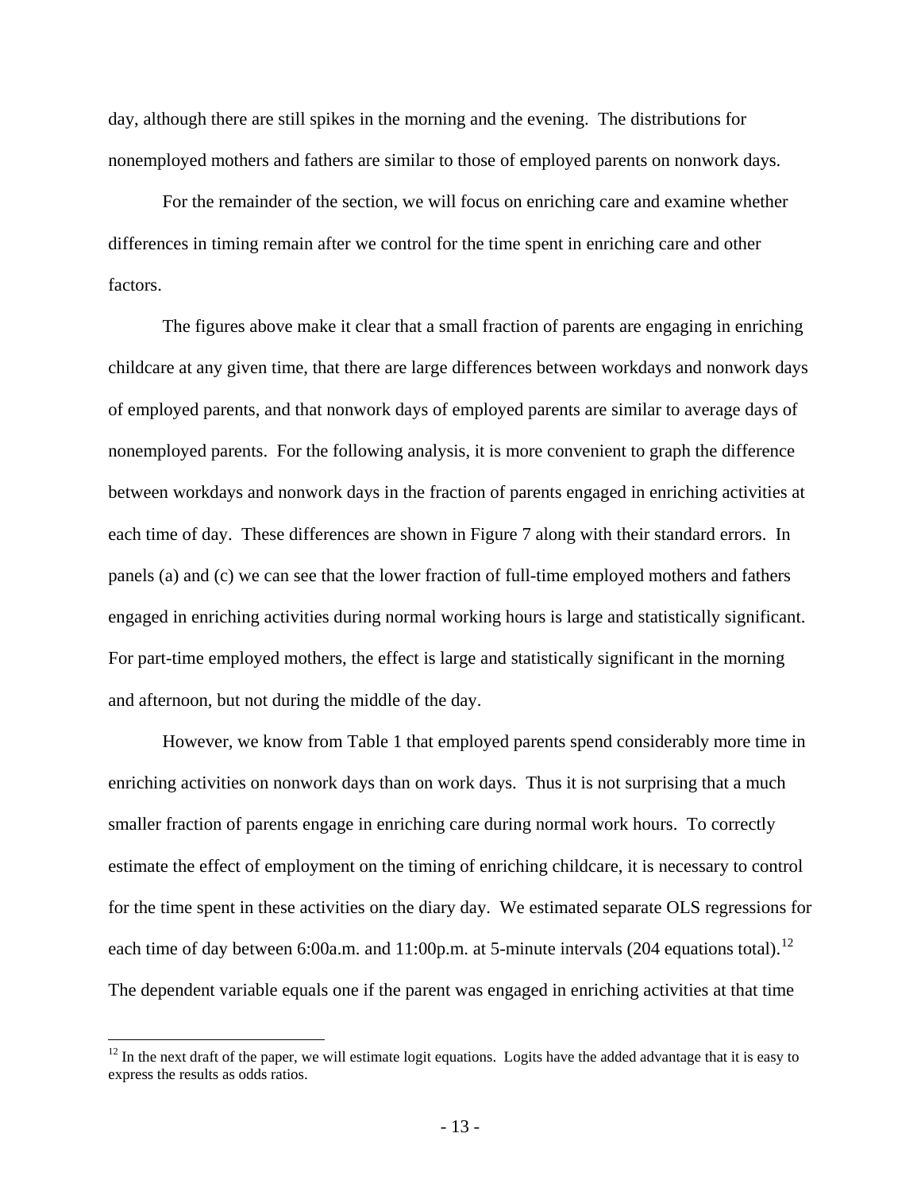day, although there are still spikes in the morning and the evening. The distributions for nonemployed mothers and fathers are similar to those of employed parents on nonwork days.

For the remainder of the section, we will focus on enriching care and examine whether differences in timing remain after we control for the time spent in enriching care and other factors.

The figures above make it clear that a small fraction of parents are engaging in enriching childcare at any given time, that there are large differences between workdays and nonwork days of employed parents, and that nonwork days of employed parents are similar to average days of nonemployed parents. For the following analysis, it is more convenient to graph the difference between workdays and nonwork days in the fraction of parents engaged in enriching activities at each time of day. These differences are shown in Figure 7 along with their standard errors. In panels (a) and (c) we can see that the lower fraction of full-time employed mothers and fathers engaged in enriching activities during normal working hours is large and statistically significant. For part-time employed mothers, the effect is large and statistically significant in the morning and afternoon, but not during the middle of the day.

However, we know from Table 1 that employed parents spend considerably more time in enriching activities on nonwork days than on work days. Thus it is not surprising that a much smaller fraction of parents engage in enriching care during normal work hours. To correctly estimate the effect of employment on the timing of enriching childcare, it is necessary to control for the time spent in these activities on the diary day. We estimated separate OLS regressions for each time of day between 6:00a.m. and 11:00p.m. at 5-minute intervals (204 equations total).[12] The dependent variable equals one if the parent was engaged in enriching activities at that time

[12] In the next draft of the paper, we will estimate logit equations. Logits have the added advantage that it is easy to express the results as odds ratios.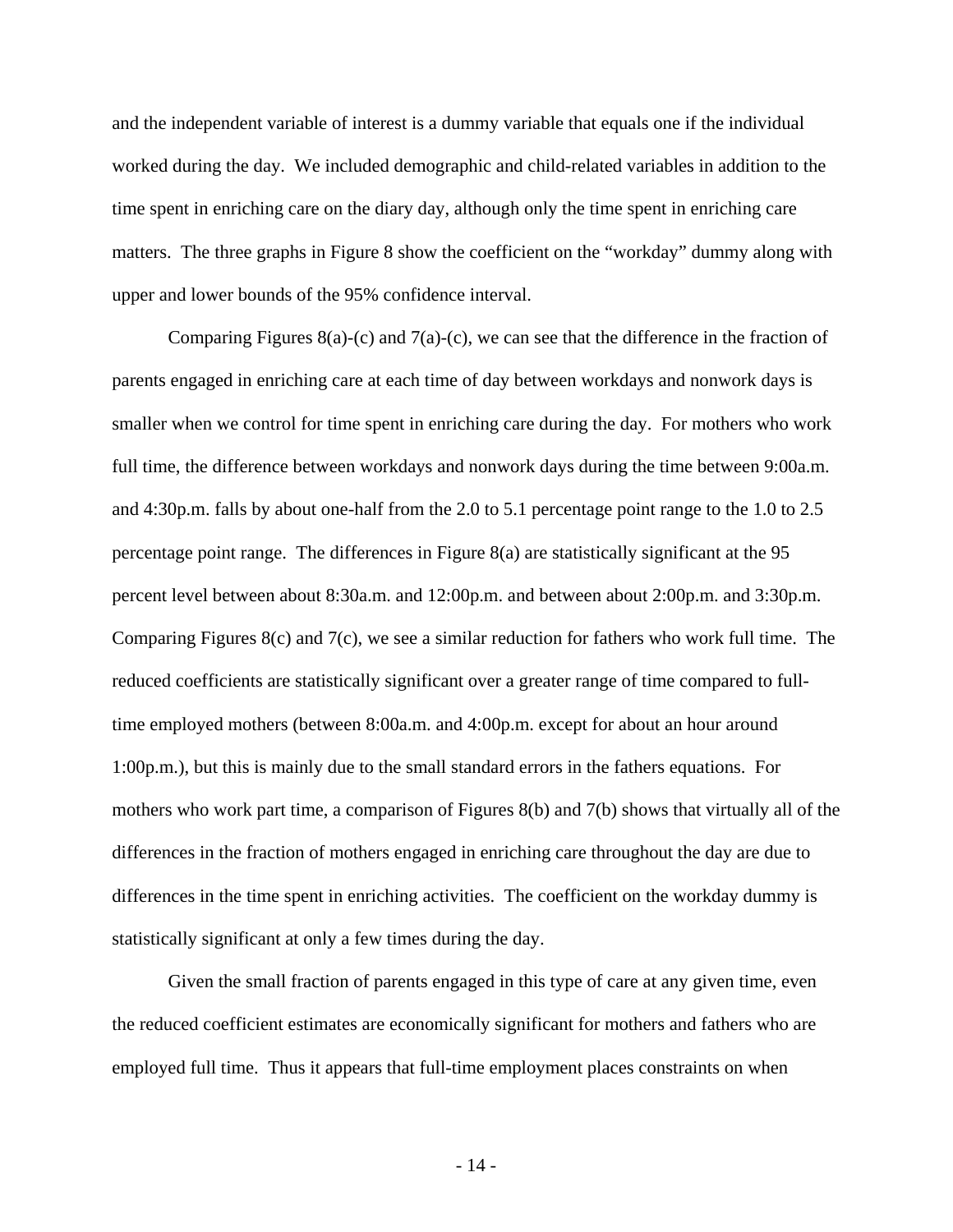and the independent variable of interest is a dummy variable that equals one if the individual worked during the day. We included demographic and child-related variables in addition to the time spent in enriching care on the diary day, although only the time spent in enriching care matters. The three graphs in Figure 8 show the coefficient on the "workday" dummy along with upper and lower bounds of the 95% confidence interval.

Comparing Figures 8(a)-(c) and 7(a)-(c), we can see that the difference in the fraction of parents engaged in enriching care at each time of day between workdays and nonwork days is smaller when we control for time spent in enriching care during the day. For mothers who work full time, the difference between workdays and nonwork days during the time between 9:00a.m. and 4:30p.m. falls by about one-half from the 2.0 to 5.1 percentage point range to the 1.0 to 2.5 percentage point range. The differences in Figure 8(a) are statistically significant at the 95 percent level between about 8:30a.m. and 12:00p.m. and between about 2:00p.m. and 3:30p.m. Comparing Figures 8(c) and 7(c), we see a similar reduction for fathers who work full time. The reduced coefficients are statistically significant over a greater range of time compared to full-time employed mothers (between 8:00a.m. and 4:00p.m. except for about an hour around 1:00p.m.), but this is mainly due to the small standard errors in the fathers equations. For mothers who work part time, a comparison of Figures 8(b) and 7(b) shows that virtually all of the differences in the fraction of mothers engaged in enriching care throughout the day are due to differences in the time spent in enriching activities. The coefficient on the workday dummy is statistically significant at only a few times during the day.

Given the small fraction of parents engaged in this type of care at any given time, even the reduced coefficient estimates are economically significant for mothers and fathers who are employed full time. Thus it appears that full-time employment places constraints on when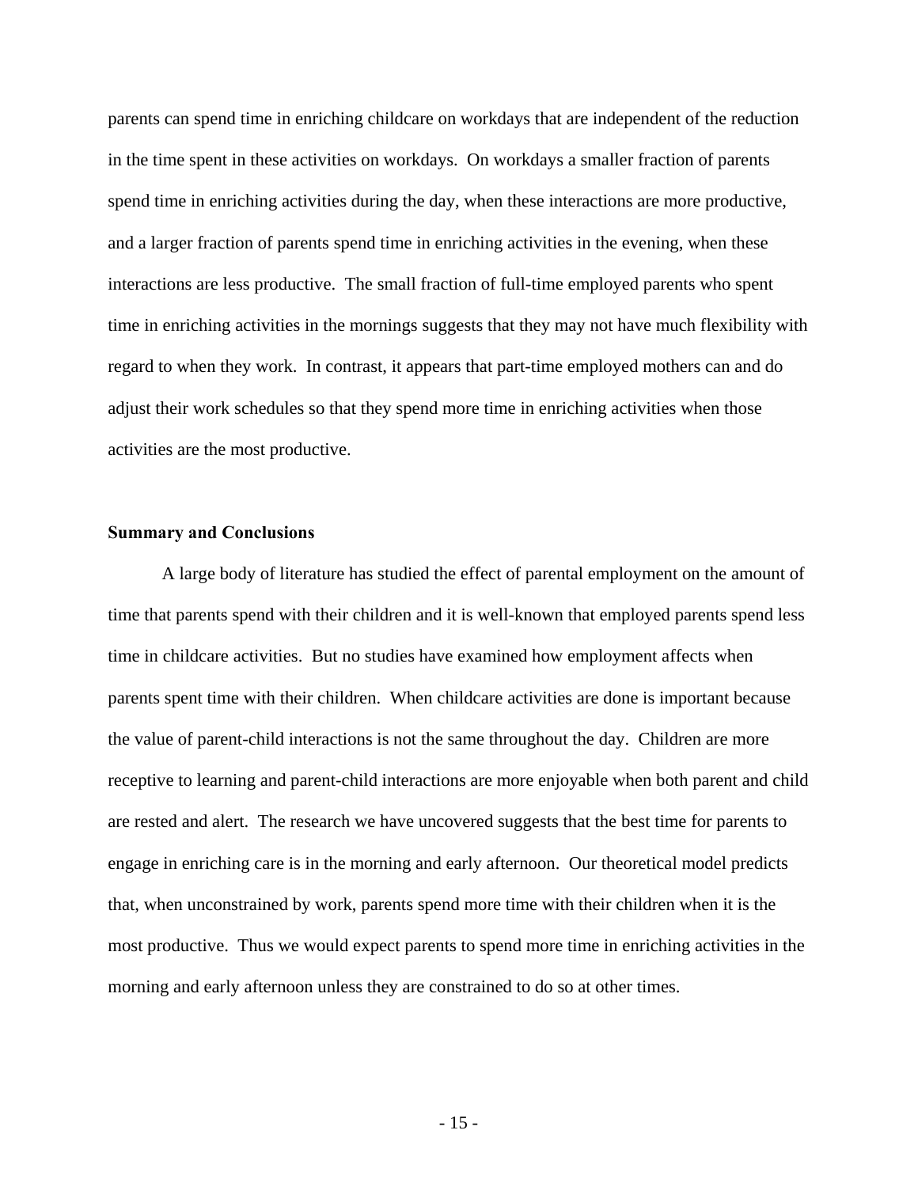parents can spend time in enriching childcare on workdays that are independent of the reduction in the time spent in these activities on workdays. On workdays a smaller fraction of parents spend time in enriching activities during the day, when these interactions are more productive, and a larger fraction of parents spend time in enriching activities in the evening, when these interactions are less productive. The small fraction of full-time employed parents who spent time in enriching activities in the mornings suggests that they may not have much flexibility with regard to when they work. In contrast, it appears that part-time employed mothers can and do adjust their work schedules so that they spend more time in enriching activities when those activities are the most productive.

**Summary and Conclusions**

A large body of literature has studied the effect of parental employment on the amount of time that parents spend with their children and it is well-known that employed parents spend less time in childcare activities. But no studies have examined how employment affects when parents spent time with their children. When childcare activities are done is important because the value of parent-child interactions is not the same throughout the day. Children are more receptive to learning and parent-child interactions are more enjoyable when both parent and child are rested and alert. The research we have uncovered suggests that the best time for parents to engage in enriching care is in the morning and early afternoon. Our theoretical model predicts that, when unconstrained by work, parents spend more time with their children when it is the most productive. Thus we would expect parents to spend more time in enriching activities in the morning and early afternoon unless they are constrained to do so at other times.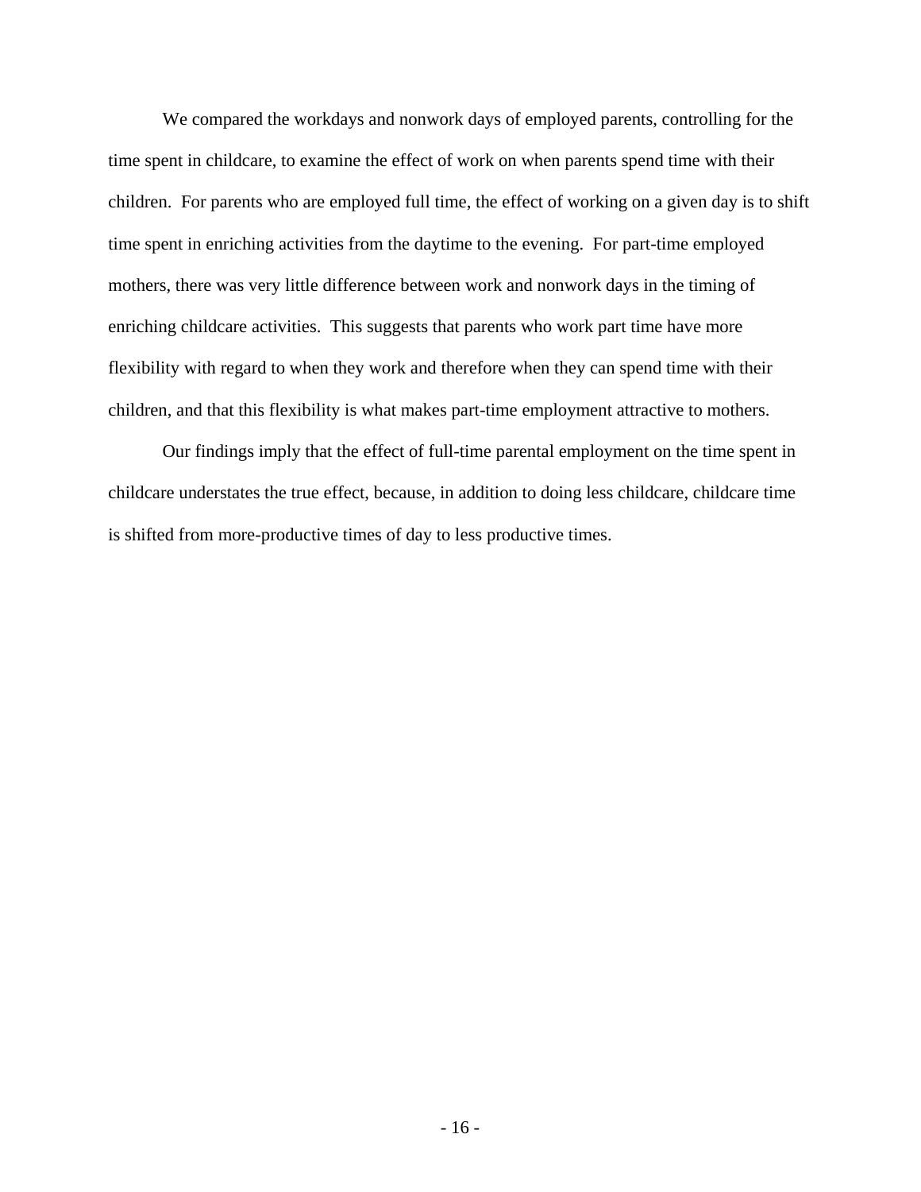We compared the workdays and nonwork days of employed parents, controlling for the time spent in childcare, to examine the effect of work on when parents spend time with their children. For parents who are employed full time, the effect of working on a given day is to shift time spent in enriching activities from the daytime to the evening. For part-time employed mothers, there was very little difference between work and nonwork days in the timing of enriching childcare activities. This suggests that parents who work part time have more flexibility with regard to when they work and therefore when they can spend time with their children, and that this flexibility is what makes part-time employment attractive to mothers.

Our findings imply that the effect of full-time parental employment on the time spent in childcare understates the true effect, because, in addition to doing less childcare, childcare time is shifted from more-productive times of day to less productive times.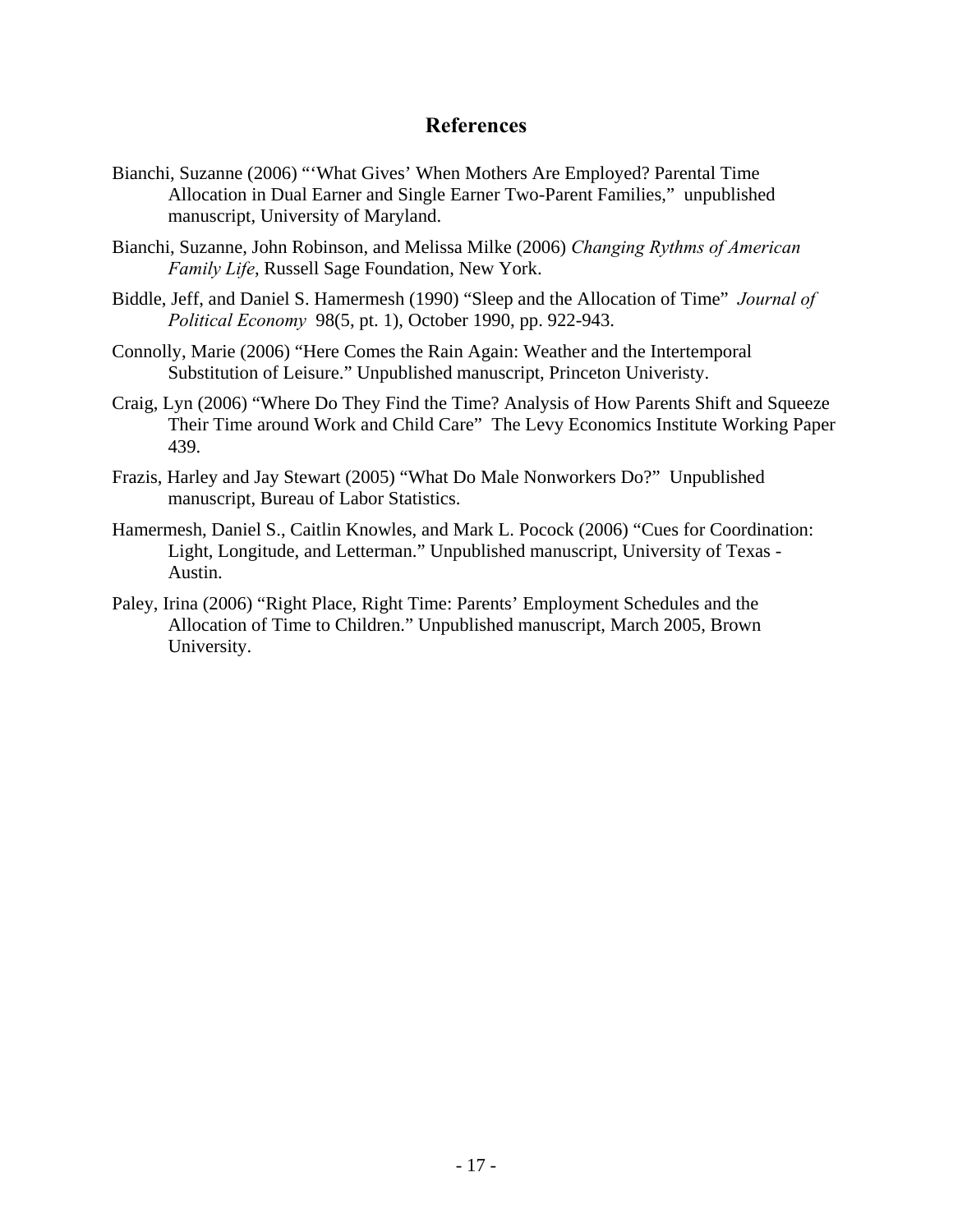## References

Bianchi, Suzanne (2006) "'What Gives' When Mothers Are Employed? Parental Time Allocation in Dual Earner and Single Earner Two-Parent Families," unpublished manuscript, University of Maryland.

Bianchi, Suzanne, John Robinson, and Melissa Milke (2006) *Changing Rythms of American Family Life*, Russell Sage Foundation, New York.

Biddle, Jeff, and Daniel S. Hamermesh (1990) "Sleep and the Allocation of Time" *Journal of Political Economy* 98(5, pt. 1), October 1990, pp. 922-943.

Connolly, Marie (2006) "Here Comes the Rain Again: Weather and the Intertemporal Substitution of Leisure." Unpublished manuscript, Princeton Univeristy.

Craig, Lyn (2006) "Where Do They Find the Time? Analysis of How Parents Shift and Squeeze Their Time around Work and Child Care" The Levy Economics Institute Working Paper 439.

Frazis, Harley and Jay Stewart (2005) "What Do Male Nonworkers Do?" Unpublished manuscript, Bureau of Labor Statistics.

Hamermesh, Daniel S., Caitlin Knowles, and Mark L. Pocock (2006) "Cues for Coordination: Light, Longitude, and Letterman." Unpublished manuscript, University of Texas - Austin.

Paley, Irina (2006) "Right Place, Right Time: Parents' Employment Schedules and the Allocation of Time to Children." Unpublished manuscript, March 2005, Brown University.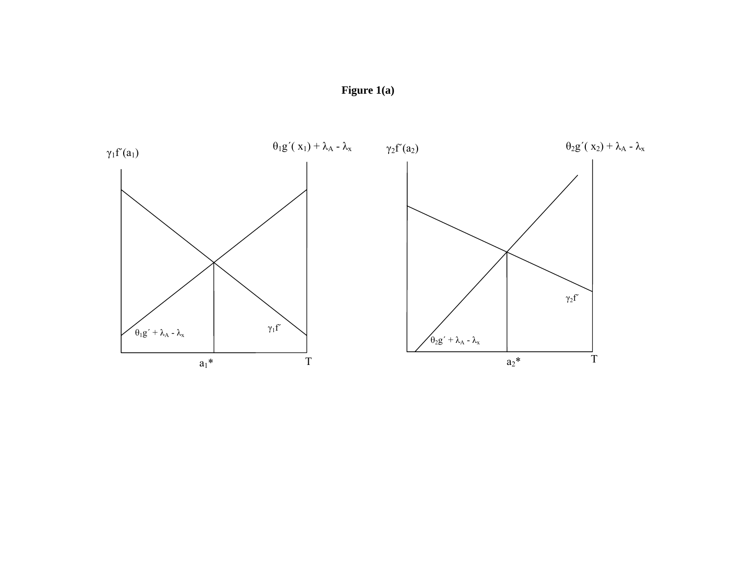**Figure 1(a)**

$\gamma_1 f'(a_1)$ $\theta_1 g'(x_1) + \lambda_A - \lambda_x$ $\gamma_2 f'(a_2)$ $\theta_2 g'(x_2) + \lambda_A - \lambda_x$

$\gamma_1 f'$ $\theta_1 g' + \lambda_A - \lambda_x$ $\gamma_2 f'$ $\theta_2 g' + \lambda_A - \lambda_x$

$a_1^*$ T $a_2^*$ T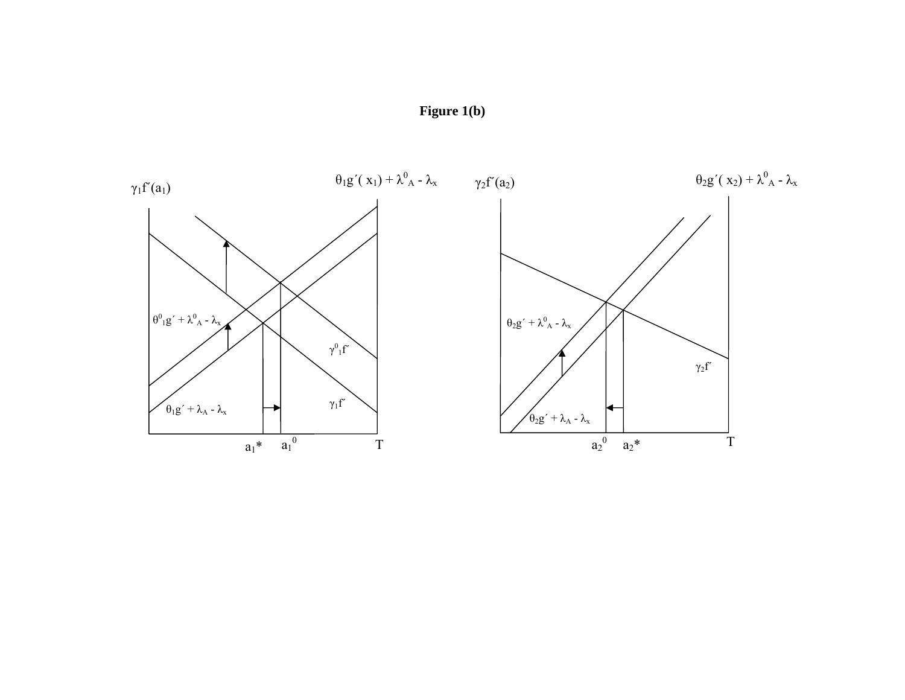**Figure 1(b)**

$\gamma_1 f'(a_1)$ $\theta_1 g'(x_1) + \lambda^0_A - \lambda_x$ $\gamma_2 f'(a_2)$ $\theta_2 g'(x_2) + \lambda^0_A - \lambda_x$

$\theta^0_1 g' + \lambda^0_A - \lambda_x$

$\gamma^0_1 f'$

$\gamma_1 f'$

$\theta_1 g' + \lambda_A - \lambda_x$

$a_1^*$ $a_1^0$ $T$

$\theta_2 g' + \lambda^0_A - \lambda_x$

$\gamma_2 f'$

$\theta_2 g' + \lambda_A - \lambda_x$

$a_2^0$ $a_2^*$ $T$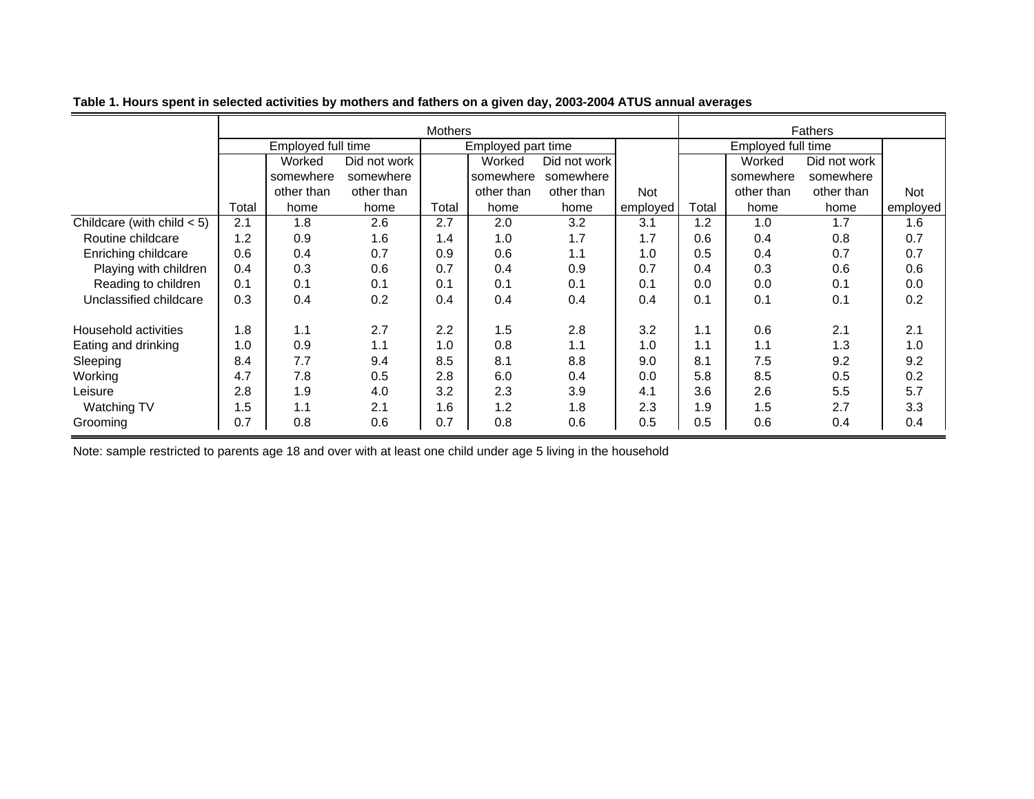**Table 1. Hours spent in selected activities by mothers and fathers on a given day, 2003-2004 ATUS annual averages**

| | Mothers | | | | | | | Fathers | | | |
|---|---|---|---|---|---|---|---|---|---|---|---|
| | Employed full time | | | Employed part time | | | | Employed full time | | | |
| | Total | Worked somewhere other than home | Did not work somewhere other than home | Total | Worked somewhere other than home | Did not work somewhere other than home | Not employed | Total | Worked somewhere other than home | Did not work somewhere other than home | Not employed |
| Childcare (with child < 5) | 2.1 | 1.8 | 2.6 | 2.7 | 2.0 | 3.2 | 3.1 | 1.2 | 1.0 | 1.7 | 1.6 |
| Routine childcare | 1.2 | 0.9 | 1.6 | 1.4 | 1.0 | 1.7 | 1.7 | 0.6 | 0.4 | 0.8 | 0.7 |
| Enriching childcare | 0.6 | 0.4 | 0.7 | 0.9 | 0.6 | 1.1 | 1.0 | 0.5 | 0.4 | 0.7 | 0.7 |
| Playing with children | 0.4 | 0.3 | 0.6 | 0.7 | 0.4 | 0.9 | 0.7 | 0.4 | 0.3 | 0.6 | 0.6 |
| Reading to children | 0.1 | 0.1 | 0.1 | 0.1 | 0.1 | 0.1 | 0.1 | 0.0 | 0.0 | 0.1 | 0.0 |
| Unclassified childcare | 0.3 | 0.4 | 0.2 | 0.4 | 0.4 | 0.4 | 0.4 | 0.1 | 0.1 | 0.1 | 0.2 |
| Household activities | 1.8 | 1.1 | 2.7 | 2.2 | 1.5 | 2.8 | 3.2 | 1.1 | 0.6 | 2.1 | 2.1 |
| Eating and drinking | 1.0 | 0.9 | 1.1 | 1.0 | 0.8 | 1.1 | 1.0 | 1.1 | 1.1 | 1.3 | 1.0 |
| Sleeping | 8.4 | 7.7 | 9.4 | 8.5 | 8.1 | 8.8 | 9.0 | 8.1 | 7.5 | 9.2 | 9.2 |
| Working | 4.7 | 7.8 | 0.5 | 2.8 | 6.0 | 0.4 | 0.0 | 5.8 | 8.5 | 0.5 | 0.2 |
| Leisure | 2.8 | 1.9 | 4.0 | 3.2 | 2.3 | 3.9 | 4.1 | 3.6 | 2.6 | 5.5 | 5.7 |
| Watching TV | 1.5 | 1.1 | 2.1 | 1.6 | 1.2 | 1.8 | 2.3 | 1.9 | 1.5 | 2.7 | 3.3 |
| Grooming | 0.7 | 0.8 | 0.6 | 0.7 | 0.8 | 0.6 | 0.5 | 0.5 | 0.6 | 0.4 | 0.4 |

Note: sample restricted to parents age 18 and over with at least one child under age 5 living in the household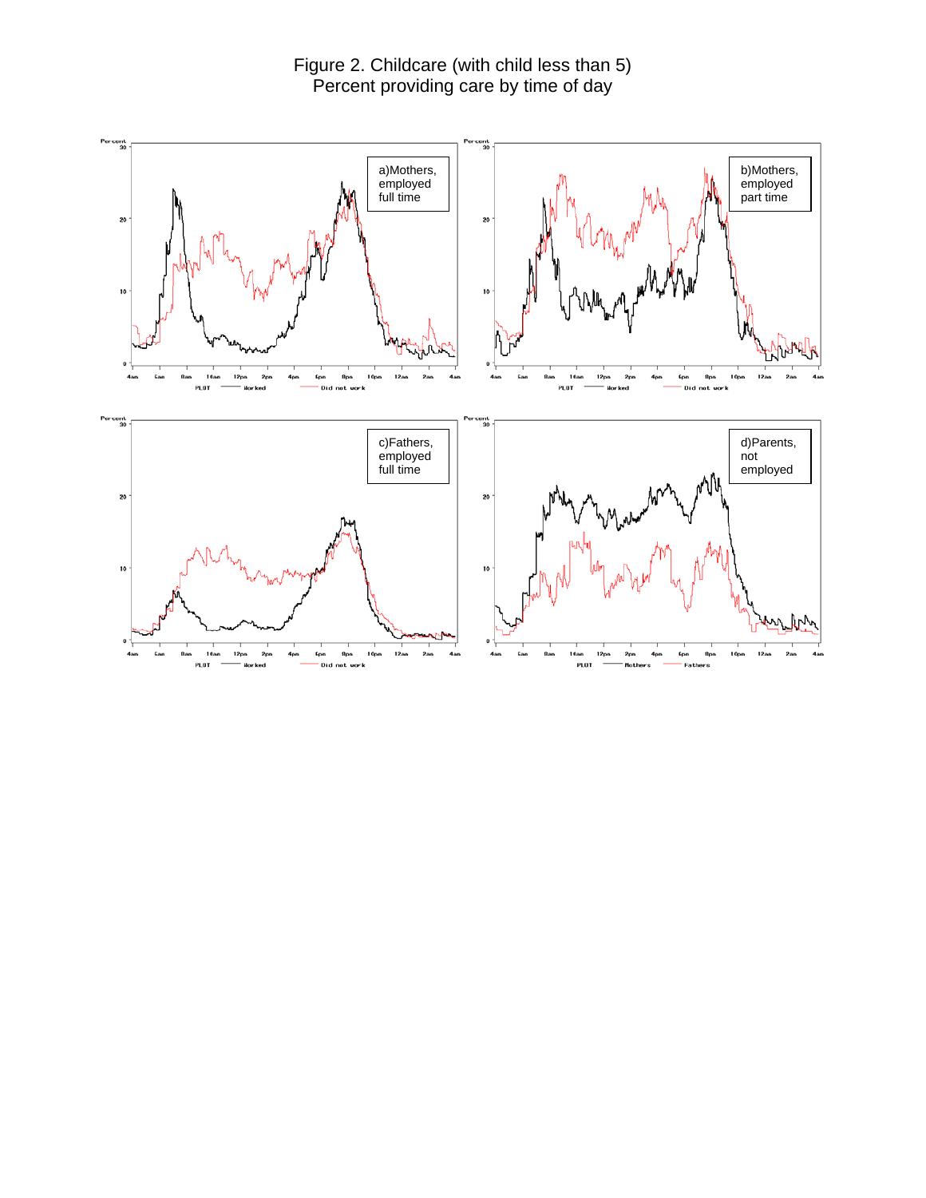# Figure 2. Childcare (with child less than 5)
## Percent providing care by time of day

a)Mothers, employed full time

b)Mothers, employed part time

c)Fathers, employed full time

d)Parents, not employed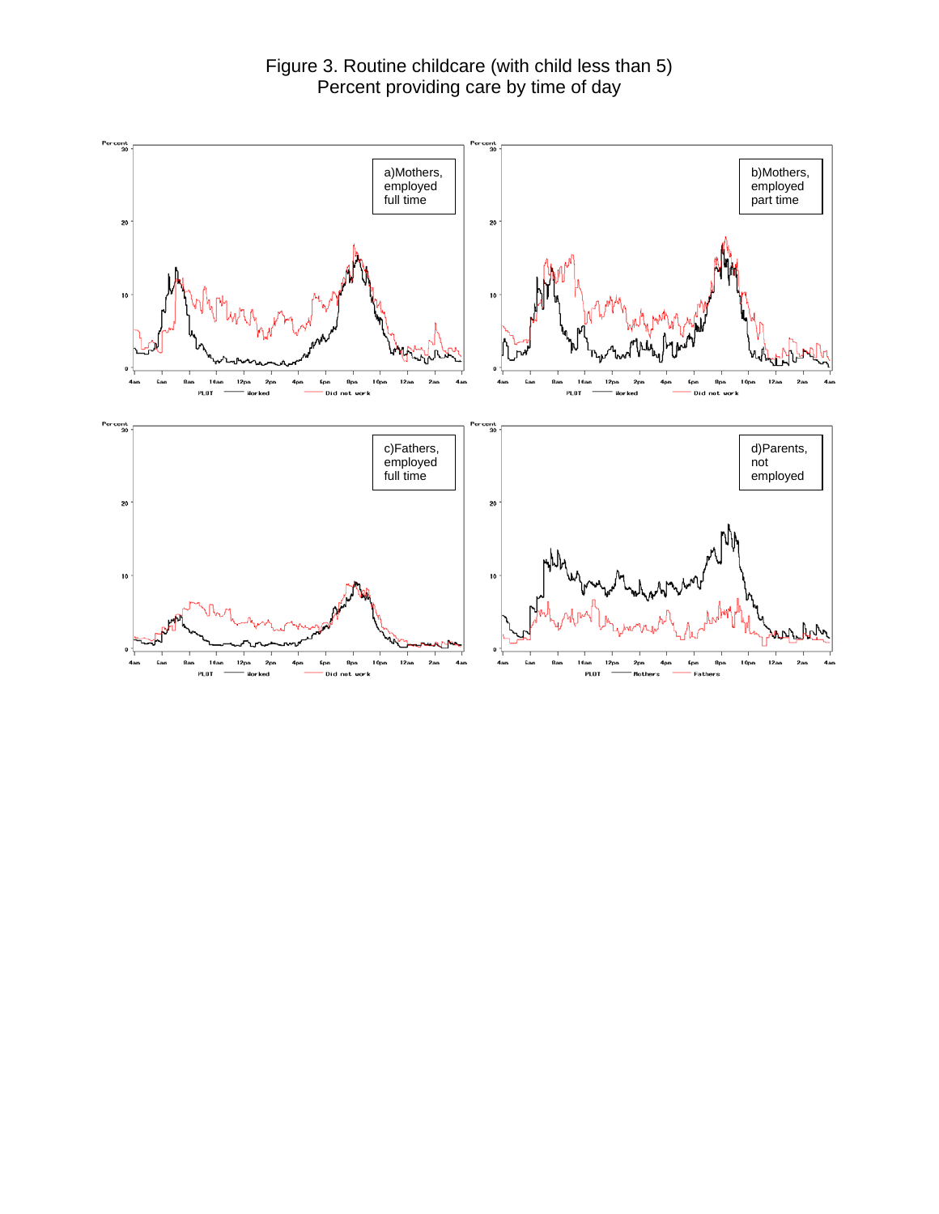Figure 3. Routine childcare (with child less than 5)
Percent providing care by time of day

a)Mothers, employed full time

b)Mothers, employed part time

c)Fathers, employed full time

d)Parents, not employed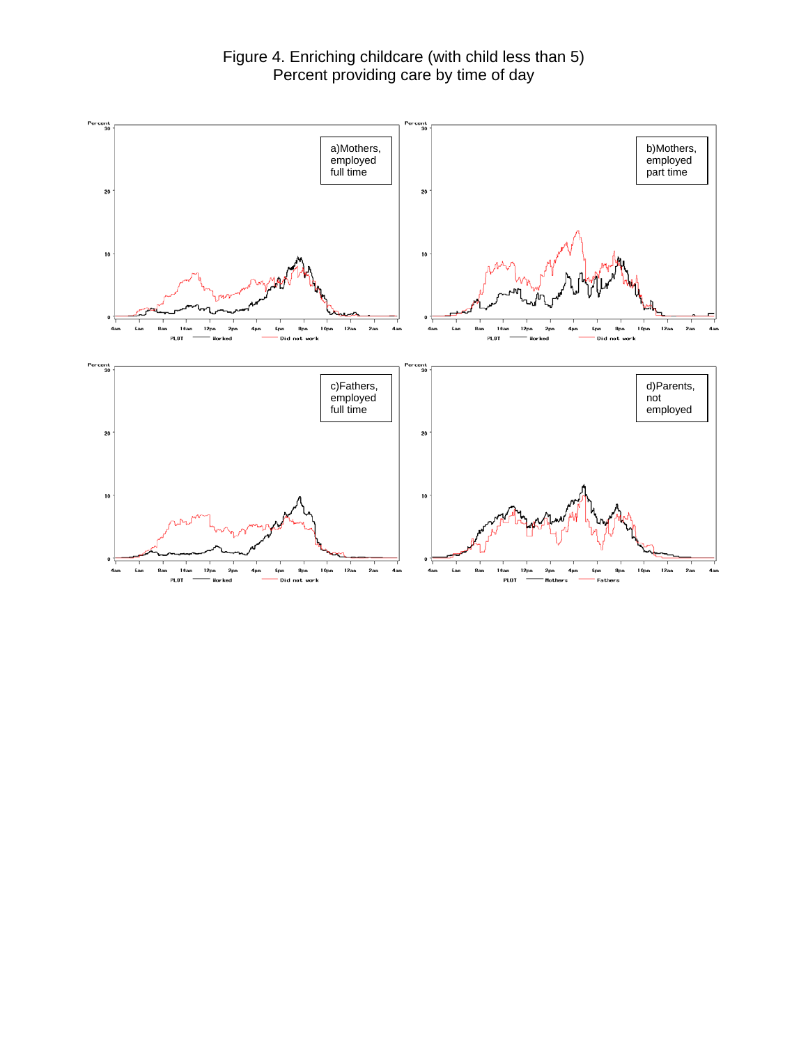Figure 4. Enriching childcare (with child less than 5)
Percent providing care by time of day

a)Mothers, employed full time

b)Mothers, employed part time

c)Fathers, employed full time

d)Parents, not employed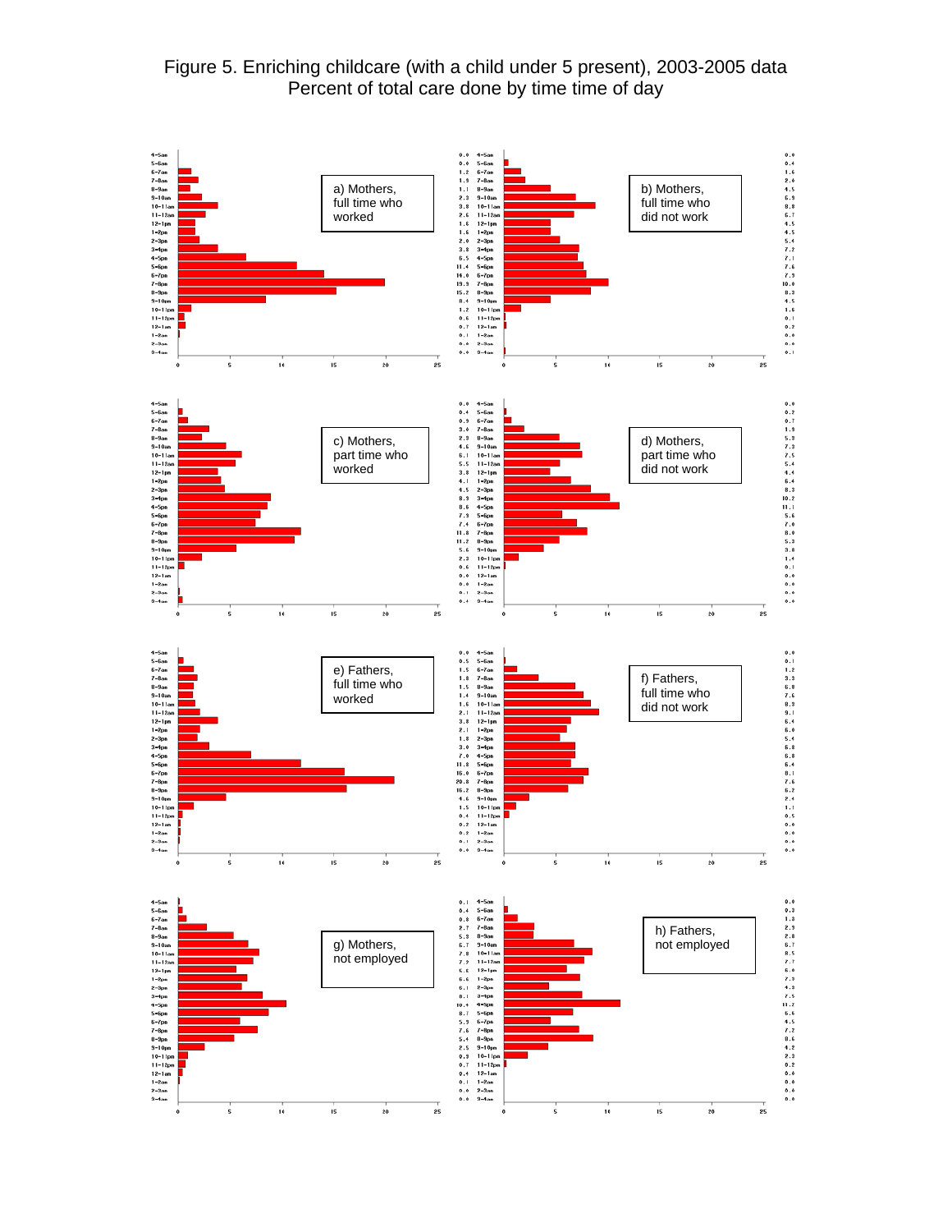# Figure 5. Enriching childcare (with a child under 5 present), 2003-2005 data
## Percent of total care done by time time of day

| Time | a) Mothers, full time who worked | b) Mothers, full time who did not work | c) Mothers, part time who worked | d) Mothers, part time who did not work | e) Fathers, full time who worked | f) Fathers, full time who did not work | g) Mothers, not employed | h) Fathers, not employed |
|---|---|---|---|---|---|---|---|---|
| 4-5am | 0.0 | 0.0 | 0.0 | 0.0 | 0.0 | 0.0 | 0.1 | 0.0 |
| 5-6am | 0.0 | 0.4 | 0.4 | 0.2 | 0.5 | 0.1 | 0.4 | 0.3 |
| 6-7am | 1.2 | 1.6 | 0.9 | 0.7 | 1.5 | 1.2 | 0.8 | 1.3 |
| 7-8am | 1.9 | 2.0 | 3.0 | 1.9 | 1.8 | 3.3 | 2.7 | 2.9 |
| 8-9am | 1.1 | 4.5 | 2.3 | 5.3 | 1.5 | 6.8 | 5.3 | 2.8 |
| 9-10am | 2.3 | 6.9 | 4.6 | 7.3 | 1.4 | 7.6 | 6.7 | 6.7 |
| 10-11am | 3.8 | 8.8 | 6.1 | 7.5 | 1.6 | 8.3 | 7.8 | 8.5 |
| 11-12am | 2.6 | 6.7 | 5.5 | 5.4 | 2.1 | 9.1 | 7.2 | 7.7 |
| 12-1pm | 1.6 | 4.5 | 3.8 | 4.4 | 3.8 | 6.4 | 5.6 | 6.0 |
| 1-2pm | 1.6 | 4.5 | 4.1 | 6.4 | 2.1 | 6.0 | 6.6 | 7.3 |
| 2-3pm | 2.0 | 5.4 | 4.5 | 8.3 | 1.8 | 5.4 | 6.1 | 4.3 |
| 3-4pm | 3.8 | 7.2 | 8.3 | 10.2 | 3.0 | 6.8 | 8.1 | 7.5 |
| 4-5pm | 6.5 | 7.1 | 8.6 | 11.1 | 7.0 | 6.8 | 10.4 | 11.2 |
| 5-6pm | 11.4 | 7.6 | 7.9 | 5.6 | 11.8 | 6.4 | 8.7 | 6.6 |
| 6-7pm | 14.0 | 7.9 | 7.4 | 7.0 | 16.0 | 8.1 | 5.9 | 4.5 |
| 7-8pm | 19.9 | 10.0 | 11.8 | 8.0 | 20.8 | 7.6 | 7.6 | 7.2 |
| 8-9pm | 15.2 | 8.3 | 11.2 | 5.3 | 16.2 | 6.2 | 5.4 | 8.6 |
| 9-10pm | 8.4 | 4.5 | 5.6 | 3.8 | 4.6 | 2.4 | 2.5 | 4.2 |
| 10-11pm | 1.2 | 1.6 | 2.3 | 1.4 | 1.5 | 1.1 | 0.9 | 2.3 |
| 11-12pm | 0.6 | 0.1 | 0.6 | 0.1 | 0.4 | 0.5 | 0.7 | 0.2 |
| 12-1am | 0.7 | 0.2 | 0.0 | 0.0 | 0.2 | 0.0 | 0.4 | 0.0 |
| 1-2am | 0.1 | 0.0 | 0.0 | 0.0 | 0.2 | 0.0 | 0.1 | 0.0 |
| 2-3am | 0.0 | 0.0 | 0.1 | 0.0 | 0.1 | 0.0 | 0.0 | 0.0 |
| 3-4am | 0.0 | 0.1 | 0.4 | 0.0 | 0.0 | 0.0 | 0.0 | 0.0 |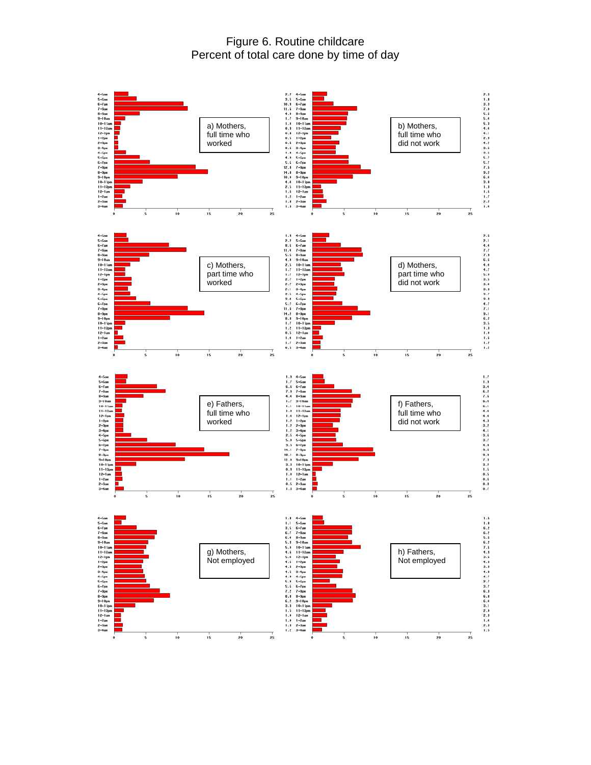# Figure 6. Routine childcare
## Percent of total care done by time of day

a) Mothers, full time who worked

b) Mothers, full time who did not work

c) Mothers, part time who worked

d) Mothers, part time who did not work

e) Fathers, full time who worked

f) Fathers, full time who did not work

g) Mothers, Not employed

h) Fathers, Not employed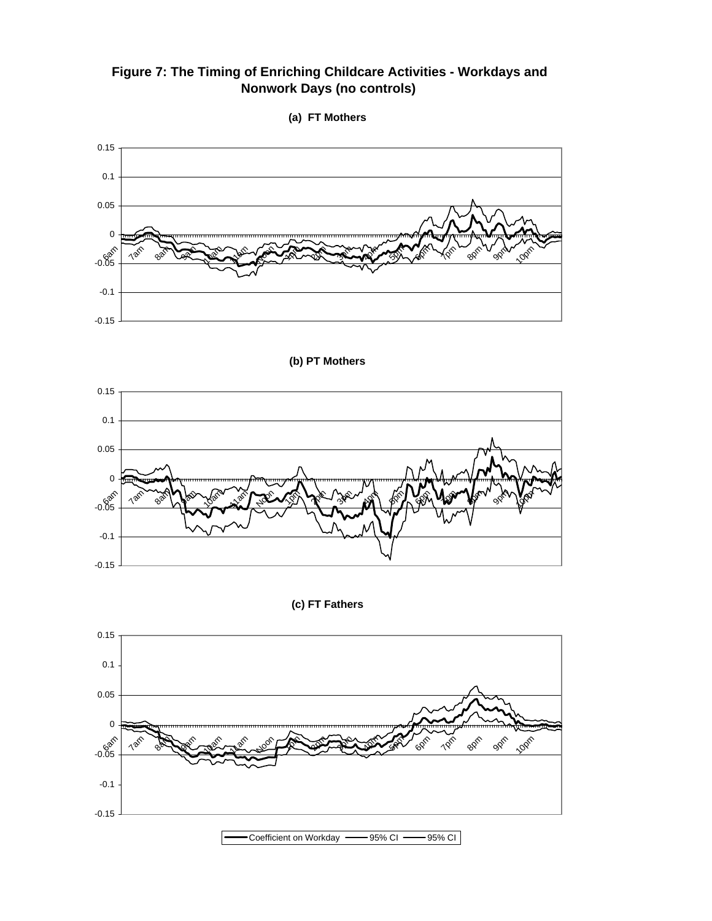# Figure 7: The Timing of Enriching Childcare Activities - Workdays and Nonwork Days (no controls)

**(a) FT Mothers**

**(b) PT Mothers**

**(c) FT Fathers**

Coefficient on Workday — 95% CI — 95% CI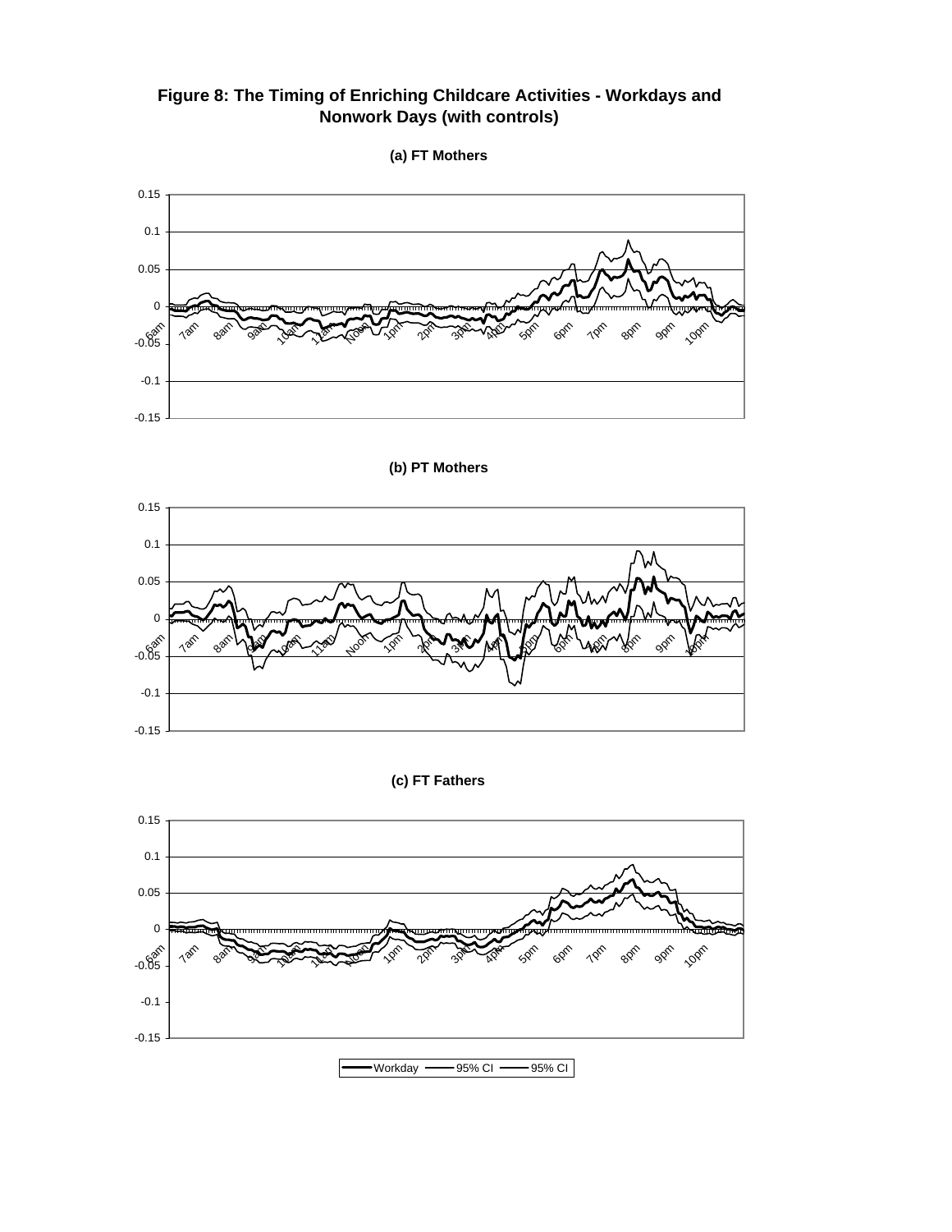**Figure 8: The Timing of Enriching Childcare Activities - Workdays and Nonwork Days (with controls)**

**(a) FT Mothers**

0.15
0.1
0.05
0
-0.05
-0.1
-0.15

6am 7am 8am 9am 10am 11am Noon 1pm 2pm 3pm 4pm 5pm 6pm 7pm 8pm 9pm 10pm

**(b) PT Mothers**

0.15
0.1
0.05
0
-0.05
-0.1
-0.15

6am 7am 8am 9am 10am 11am Noon 1pm 2pm 3pm 4pm 5pm 6pm 7pm 8pm 9pm 10pm

**(c) FT Fathers**

0.15
0.1
0.05
0
-0.05
-0.1
-0.15

6am 7am 8am 9am 10am 11am Noon 1pm 2pm 3pm 4pm 5pm 6pm 7pm 8pm 9pm 10pm

Workday — 95% CI — 95% CI